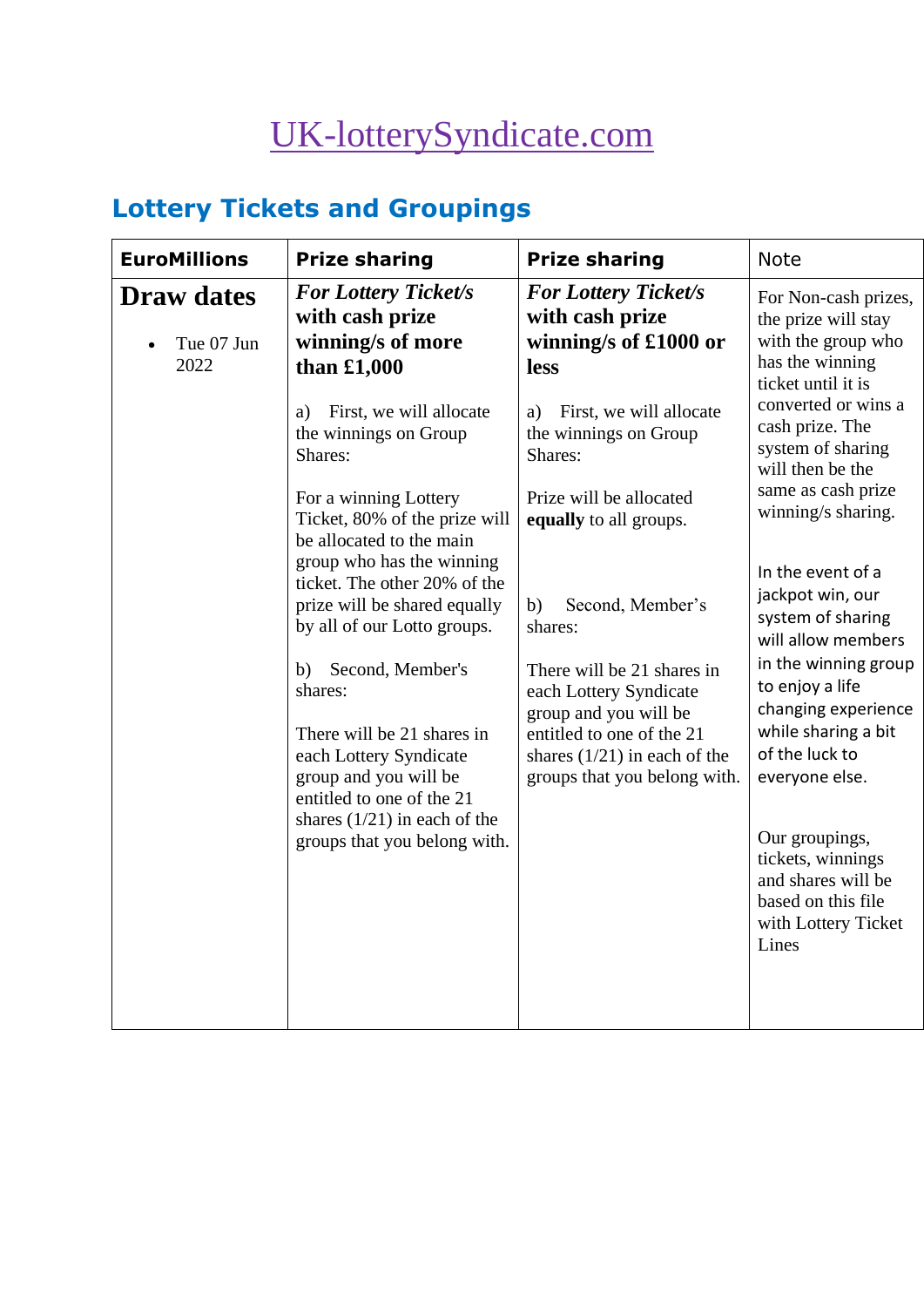# [UK-lotterySyndicate.com](UK-lotterySyndicate.com)

## Lottery Tickets and Groupings

| EuroMillions | Prize sharing | Prize sharing | Note |
|---|---|---|---|
| **Draw dates**<br><br>• Tue 07 Jun 2022 | ***For Lottery Ticket/s* with cash prize winning/s of more than £1,000**<br><br>a) First, we will allocate the winnings on Group Shares:<br><br>For a winning Lottery Ticket, 80% of the prize will be allocated to the main group who has the winning ticket. The other 20% of the prize will be shared equally by all of our Lotto groups.<br><br>b) Second, Member's shares:<br><br>There will be 21 shares in each Lottery Syndicate group and you will be entitled to one of the 21 shares (1/21) in each of the groups that you belong with. | ***For Lottery Ticket/s* with cash prize winning/s of £1000 or less**<br><br>a) First, we will allocate the winnings on Group Shares:<br><br>Prize will be allocated **equally** to all groups.<br><br>b) Second, Member's shares:<br><br>There will be 21 shares in each Lottery Syndicate group and you will be entitled to one of the 21 shares (1/21) in each of the groups that you belong with. | For Non-cash prizes, the prize will stay with the group who has the winning ticket until it is converted or wins a cash prize. The system of sharing will then be the same as cash prize winning/s sharing.<br><br>In the event of a jackpot win, our system of sharing will allow members in the winning group to enjoy a life changing experience while sharing a bit of the luck to everyone else.<br><br>Our groupings, tickets, winnings and shares will be based on this file with Lottery Ticket Lines |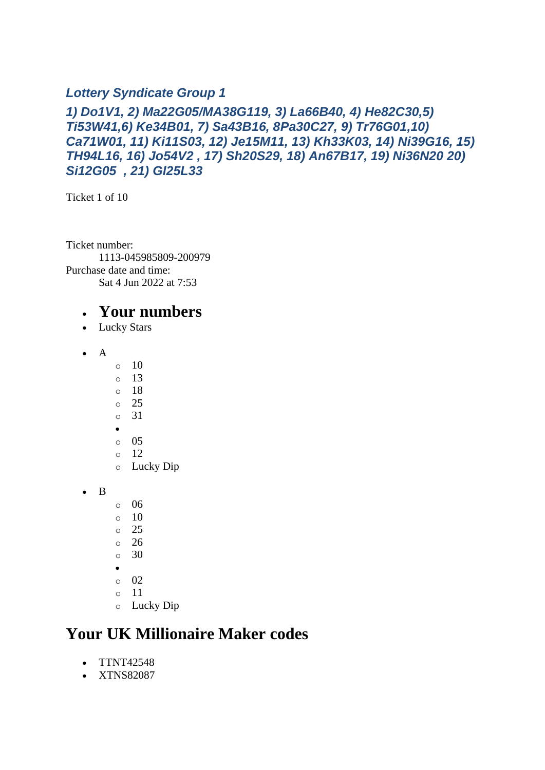### *Lottery Syndicate Group 1*

### *1) Do1V1, 2) Ma22G05/MA38G119, 3) La66B40, 4) He82C30,5) Ti53W41,6) Ke34B01, 7) Sa43B16, 8Pa30C27, 9) Tr76G01,10) Ca71W01, 11) Ki11S03, 12) Je15M11, 13) Kh33K03, 14) Ni39G16, 15) TH94L16, 16) Jo54V2 , 17) Sh20S29, 18) An67B17, 19) Ni36N20 20) Si12G05  , 21) Gl25L33*

Ticket 1 of 10

Ticket number:
    1113-045985809-200979
Purchase date and time:
    Sat 4 Jun 2022 at 7:53

- **Your numbers**
- Lucky Stars

- A
    - 10
    - 13
    - 18
    - 25
    - 31
  -
    - 05
    - 12
    - Lucky Dip

- B
    - 06
    - 10
    - 25
    - 26
    - 30
  -
    - 02
    - 11
    - Lucky Dip

## Your UK Millionaire Maker codes

- TTNT42548
- XTNS82087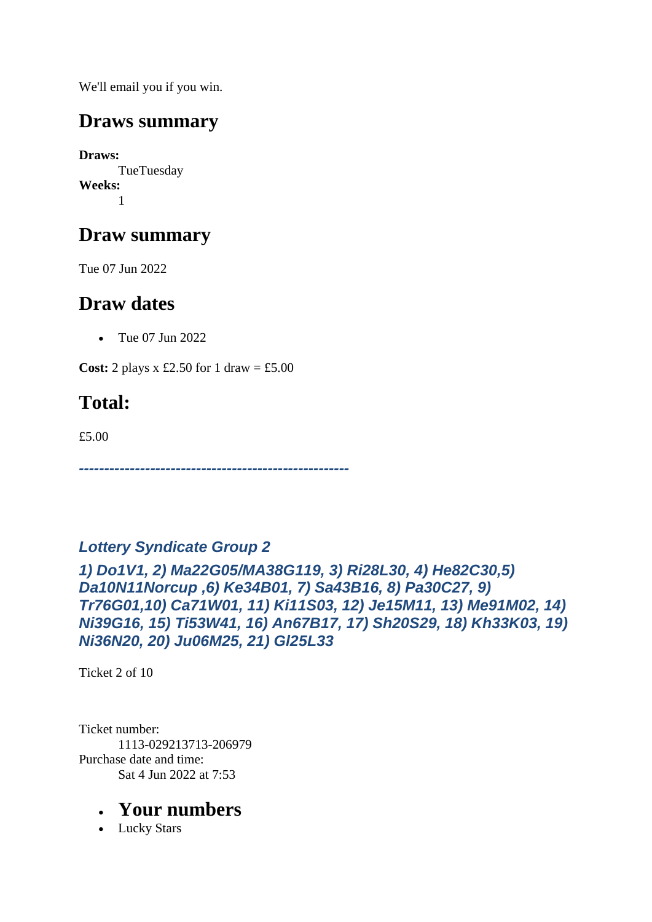We'll email you if you win.

## Draws summary

**Draws:**
TueTuesday
**Weeks:**
1

## Draw summary

Tue 07 Jun 2022

## Draw dates

- Tue 07 Jun 2022

**Cost:** 2 plays x £2.50 for 1 draw = £5.00

## Total:

£5.00

***-----------------------------------------------------***

### *Lottery Syndicate Group 2*

### *1) Do1V1, 2) Ma22G05/MA38G119, 3) Ri28L30, 4) He82C30,5) Da10N11Norcup ,6) Ke34B01, 7) Sa43B16, 8) Pa30C27, 9) Tr76G01,10) Ca71W01, 11) Ki11S03, 12) Je15M11, 13) Me91M02, 14) Ni39G16, 15) Ti53W41, 16) An67B17, 17) Sh20S29, 18) Kh33K03, 19) Ni36N20, 20) Ju06M25, 21) Gl25L33*

Ticket 2 of 10

Ticket number:
1113-029213713-206979
Purchase date and time:
Sat 4 Jun 2022 at 7:53

- ## Your numbers
- Lucky Stars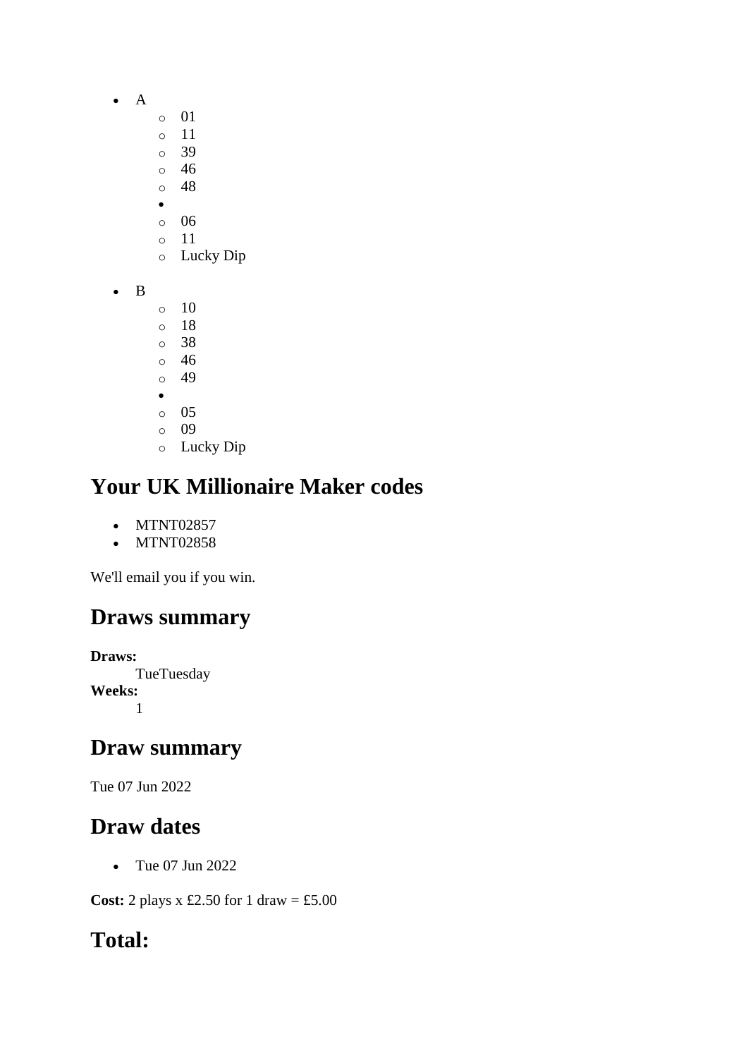- A
  - 01
  - 11
  - 39
  - 46
  - 48
  - 
  - 06
  - 11
  - Lucky Dip
- B
  - 10
  - 18
  - 38
  - 46
  - 49
  - 
  - 05
  - 09
  - Lucky Dip

## Your UK Millionaire Maker codes

- MTNT02857
- MTNT02858

We'll email you if you win.

## Draws summary

**Draws:**
TueTuesday
**Weeks:**
1

## Draw summary

Tue 07 Jun 2022

## Draw dates

- Tue 07 Jun 2022

**Cost:** 2 plays x £2.50 for 1 draw = £5.00

## Total: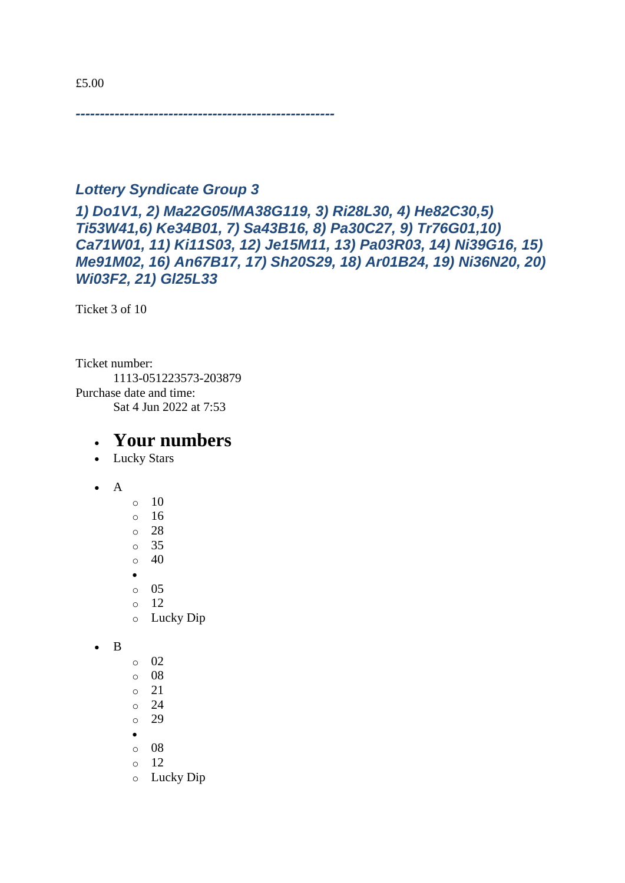£5.00

*-----------------------------------------------------*

### *Lottery Syndicate Group 3*

### *1) Do1V1, 2) Ma22G05/MA38G119, 3) Ri28L30, 4) He82C30,5) Ti53W41,6) Ke34B01, 7) Sa43B16, 8) Pa30C27, 9) Tr76G01,10) Ca71W01, 11) Ki11S03, 12) Je15M11, 13) Pa03R03, 14) Ni39G16, 15) Me91M02, 16) An67B17, 17) Sh20S29, 18) Ar01B24, 19) Ni36N20, 20) Wi03F2, 21) Gl25L33*

Ticket 3 of 10

Ticket number:
    1113-051223573-203879
Purchase date and time:
    Sat 4 Jun 2022 at 7:53

- # Your numbers
- Lucky Stars

- A
  - 10
  - 16
  - 28
  - 35
  - 40
  - 
  - 05
  - 12
  - Lucky Dip

- B
  - 02
  - 08
  - 21
  - 24
  - 29
  - 
  - 08
  - 12
  - Lucky Dip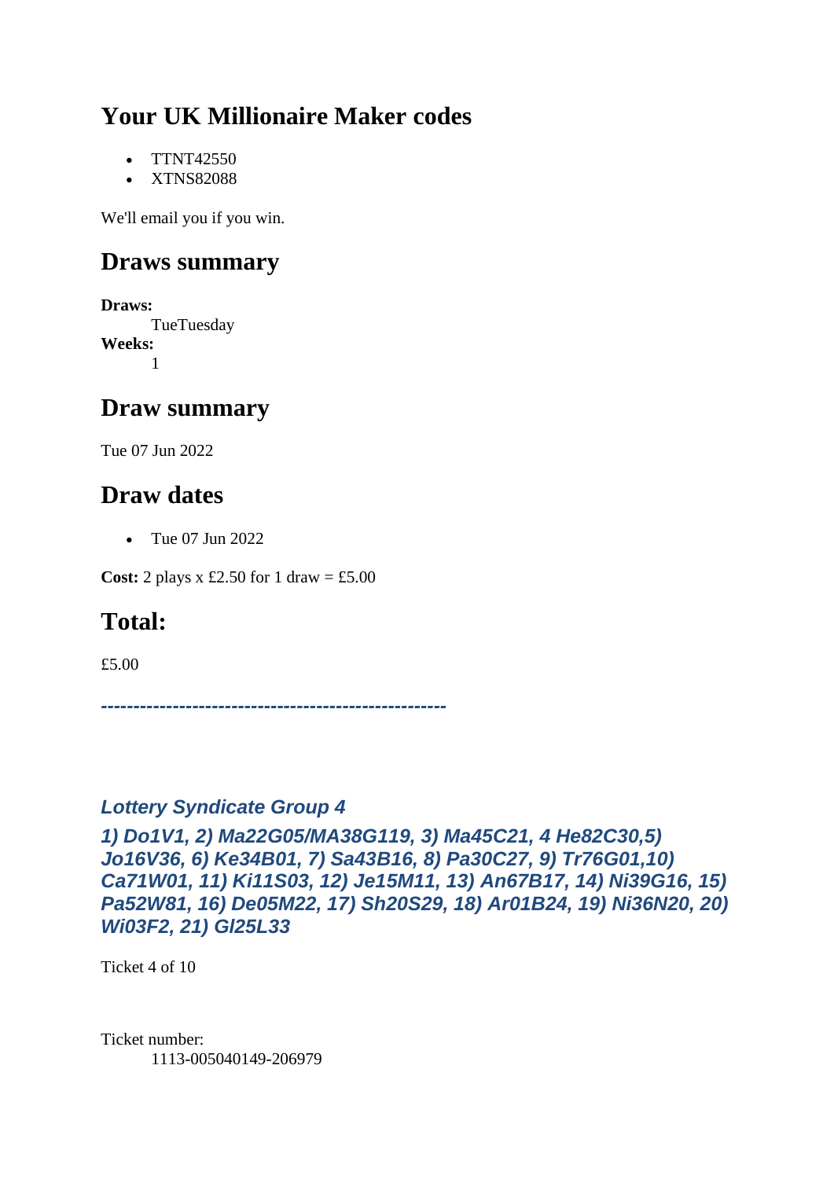## Your UK Millionaire Maker codes

- TTNT42550
- XTNS82088

We'll email you if you win.

## Draws summary

**Draws:**
TueTuesday

**Weeks:**
1

## Draw summary

Tue 07 Jun 2022

## Draw dates

- Tue 07 Jun 2022

**Cost:** 2 plays x £2.50 for 1 draw = £5.00

## Total:

£5.00

*-----------------------------------------------------*

### *Lottery Syndicate Group 4*

***1) Do1V1, 2) Ma22G05/MA38G119, 3) Ma45C21, 4 He82C30,5) Jo16V36, 6) Ke34B01, 7) Sa43B16, 8) Pa30C27, 9) Tr76G01,10) Ca71W01, 11) Ki11S03, 12) Je15M11, 13) An67B17, 14) Ni39G16, 15) Pa52W81, 16) De05M22, 17) Sh20S29, 18) Ar01B24, 19) Ni36N20, 20) Wi03F2, 21) Gl25L33***

Ticket 4 of 10

Ticket number:
1113-005040149-206979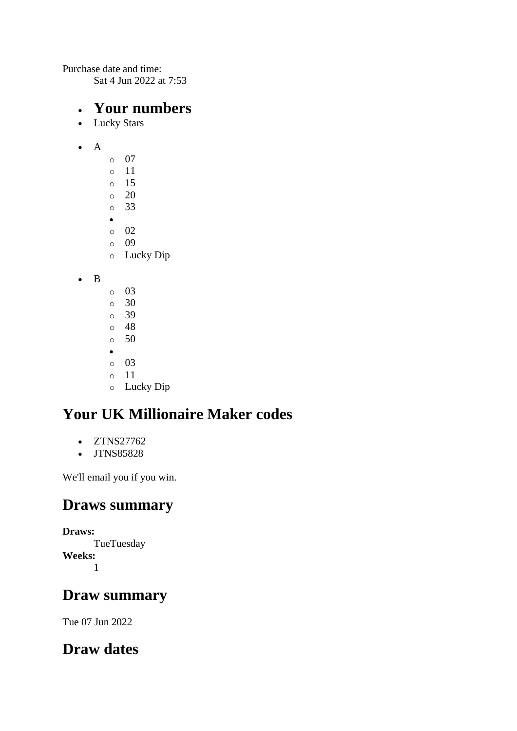Purchase date and time:
Sat 4 Jun 2022 at 7:53

- **Your numbers**
- Lucky Stars

- A
  - 07
  - 11
  - 15
  - 20
  - 33
- 
  - 02
  - 09
  - Lucky Dip

- B
  - 03
  - 30
  - 39
  - 48
  - 50
- 
  - 03
  - 11
  - Lucky Dip

## Your UK Millionaire Maker codes

- ZTNS27762
- JTNS85828

We'll email you if you win.

## Draws summary

**Draws:**
TueTuesday
**Weeks:**
1

## Draw summary

Tue 07 Jun 2022

## Draw dates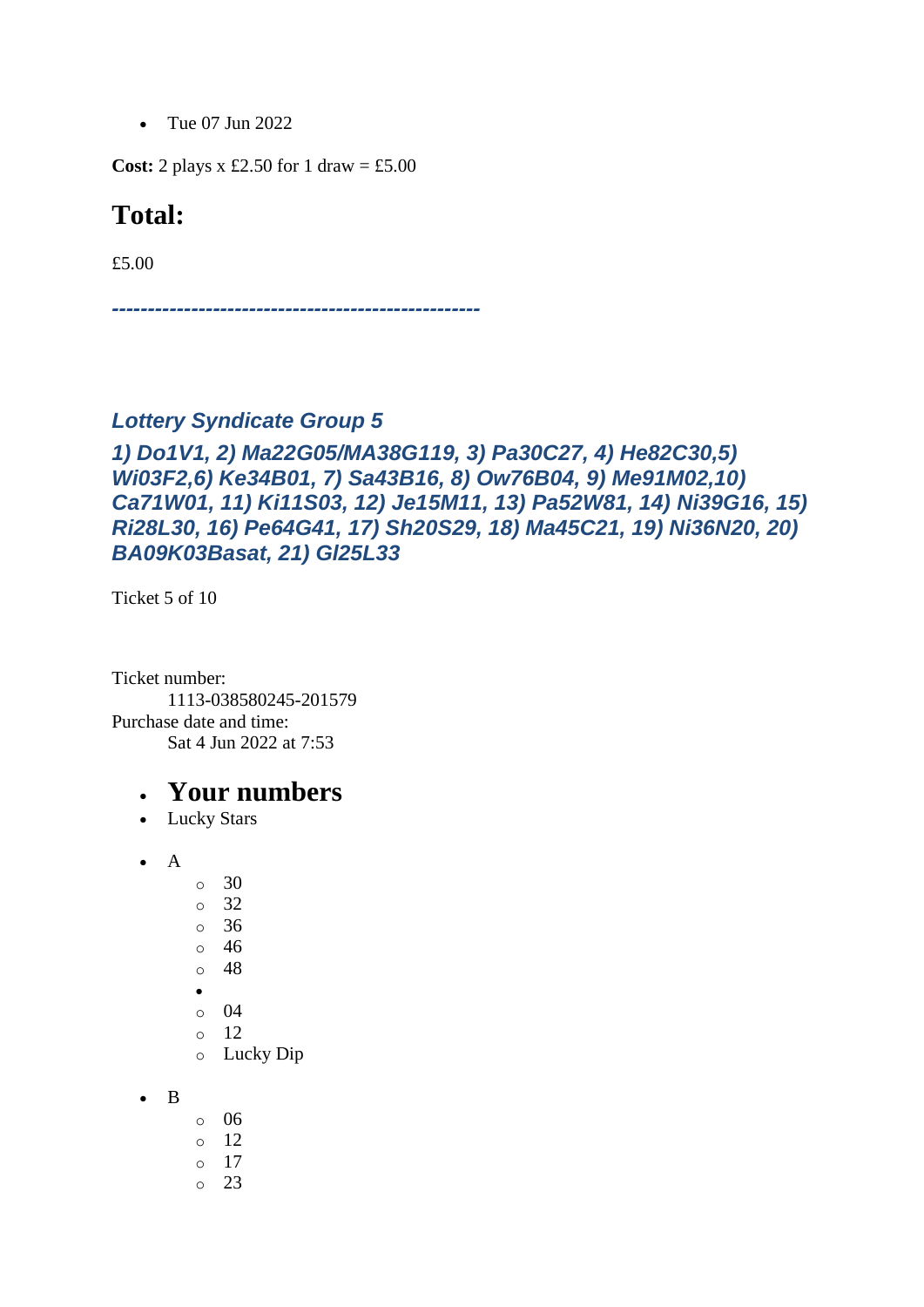- Tue 07 Jun 2022

**Cost:** 2 plays x £2.50 for 1 draw = £5.00

## Total:

£5.00

***---------------------------------------------------***

### *Lottery Syndicate Group 5*

### *1) Do1V1, 2) Ma22G05/MA38G119, 3) Pa30C27, 4) He82C30,5) Wi03F2,6) Ke34B01, 7) Sa43B16, 8) Ow76B04, 9) Me91M02,10) Ca71W01, 11) Ki11S03, 12) Je15M11, 13) Pa52W81, 14) Ni39G16, 15) Ri28L30, 16) Pe64G41, 17) Sh20S29, 18) Ma45C21, 19) Ni36N20, 20) BA09K03Basat, 21) Gl25L33*

Ticket 5 of 10

Ticket number:
	1113-038580245-201579
Purchase date and time:
	Sat 4 Jun 2022 at 7:53

- ## Your numbers
- Lucky Stars

- A
  - 30
  - 32
  - 36
  - 46
  - 48
- 
  - 04
  - 12
  - Lucky Dip

- B
  - 06
  - 12
  - 17
  - 23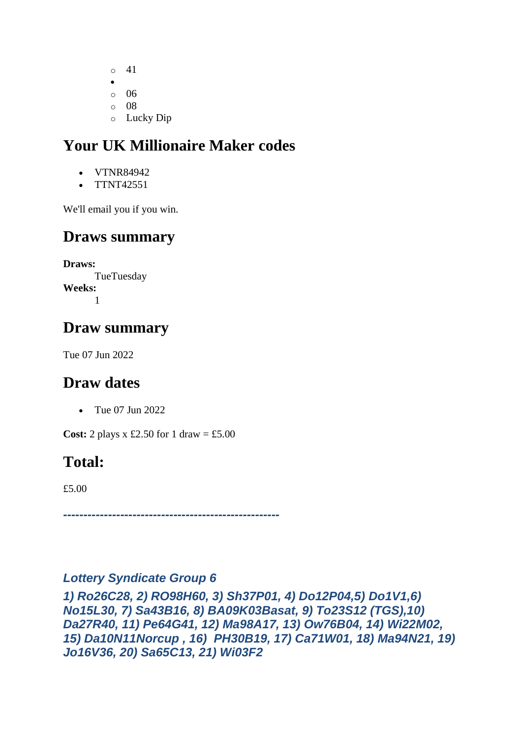- 41
- 
  - 06
  - 08
  - Lucky Dip

## Your UK Millionaire Maker codes

- VTNR84942
- TTNT42551

We'll email you if you win.

## Draws summary

**Draws:**
TueTuesday
**Weeks:**
1

## Draw summary

Tue 07 Jun 2022

## Draw dates

- Tue 07 Jun 2022

**Cost:** 2 plays x £2.50 for 1 draw = £5.00

## Total:

£5.00

***----------------------------------------------------***

***Lottery Syndicate Group 6***

***1) Ro26C28, 2) RO98H60, 3) Sh37P01, 4) Do12P04,5) Do1V1,6) No15L30, 7) Sa43B16, 8) BA09K03Basat, 9) To23S12 (TGS),10) Da27R40, 11) Pe64G41, 12) Ma98A17, 13) Ow76B04, 14) Wi22M02, 15) Da10N11Norcup , 16) PH30B19, 17) Ca71W01, 18) Ma94N21, 19) Jo16V36, 20) Sa65C13, 21) Wi03F2***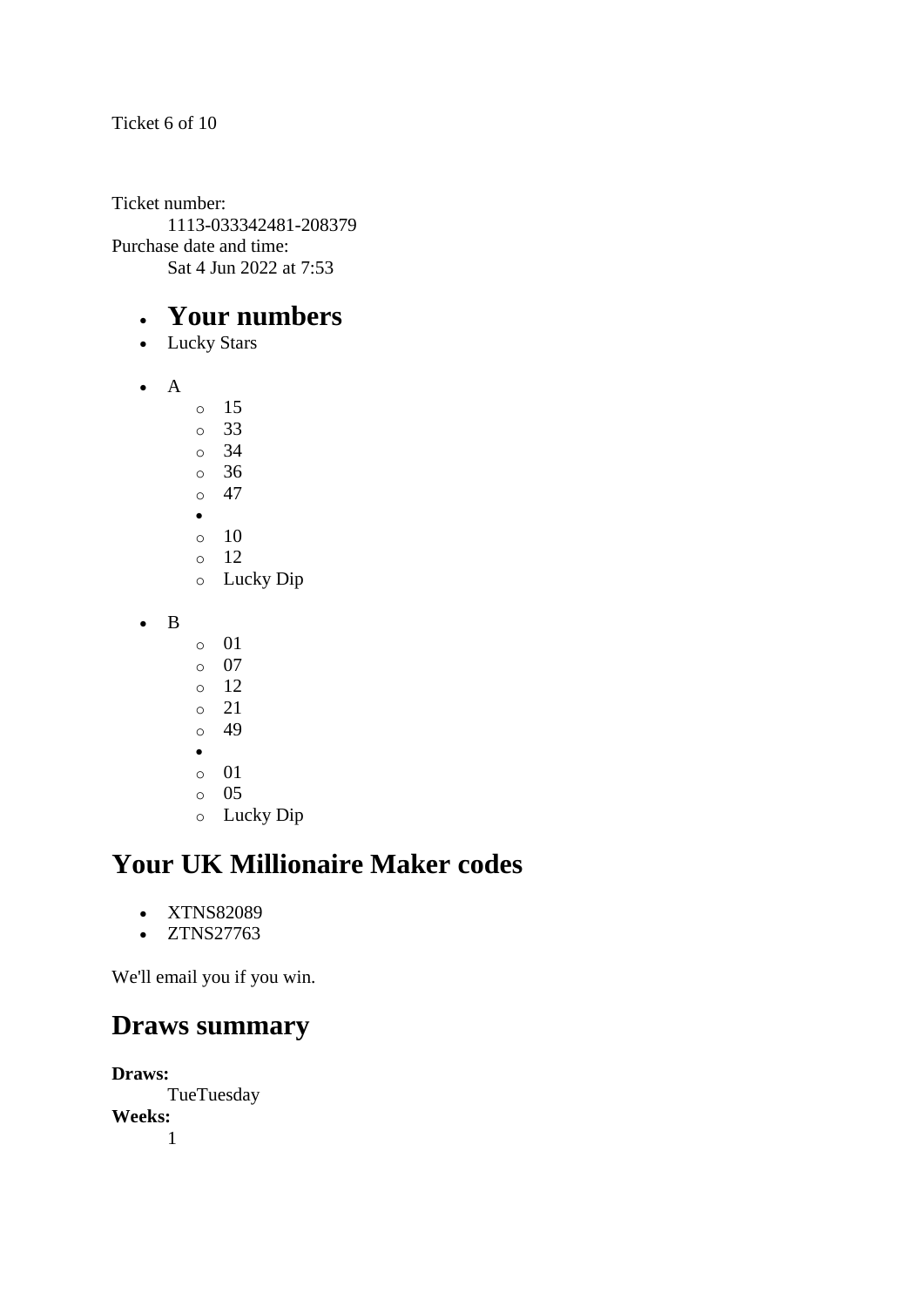Ticket 6 of 10

Ticket number:
    1113-033342481-208379
Purchase date and time:
    Sat 4 Jun 2022 at 7:53

- ## Your numbers
- Lucky Stars

- A
    - 15
    - 33
    - 34
    - 36
    - 47
- 
    - 10
    - 12
    - Lucky Dip

- B
    - 01
    - 07
    - 12
    - 21
    - 49
- 
    - 01
    - 05
    - Lucky Dip

## Your UK Millionaire Maker codes

- XTNS82089
- ZTNS27763

We'll email you if you win.

## Draws summary

**Draws:**
    TueTuesday
**Weeks:**
    1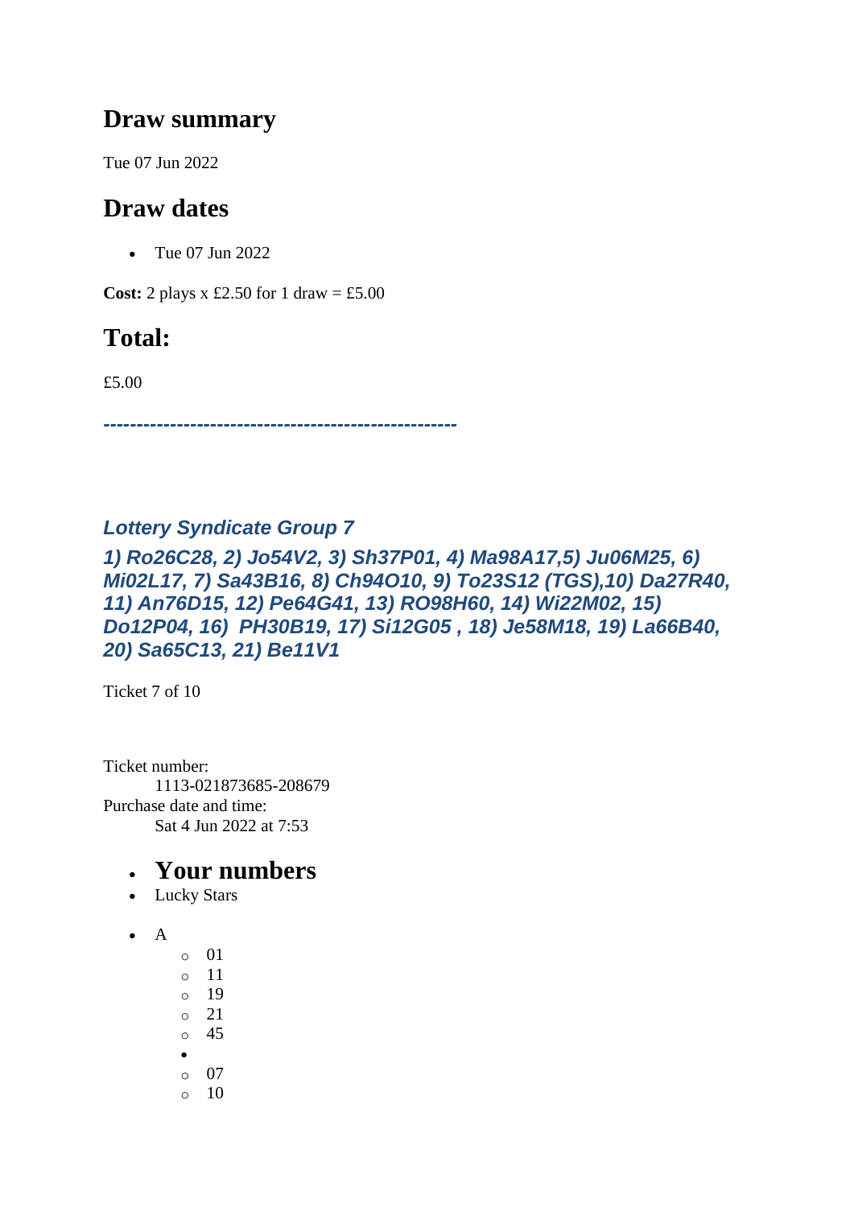## Draw summary

Tue 07 Jun 2022

## Draw dates

- Tue 07 Jun 2022

**Cost:** 2 plays x £2.50 for 1 draw = £5.00

## Total:

£5.00

***-----------------------------------------------------***

### *Lottery Syndicate Group 7*

***1) Ro26C28, 2) Jo54V2, 3) Sh37P01, 4) Ma98A17,5) Ju06M25, 6) Mi02L17, 7) Sa43B16, 8) Ch94O10, 9) To23S12 (TGS),10) Da27R40, 11) An76D15, 12) Pe64G41, 13) RO98H60, 14) Wi22M02, 15) Do12P04, 16) PH30B19, 17) Si12G05 , 18) Je58M18, 19) La66B40, 20) Sa65C13, 21) Be11V1***

Ticket 7 of 10

Ticket number:
    1113-021873685-208679
Purchase date and time:
    Sat 4 Jun 2022 at 7:53

- **Your numbers**
- Lucky Stars

- A
    - 01
    - 11
    - 19
    - 21
    - 45
  -
    - 07
    - 10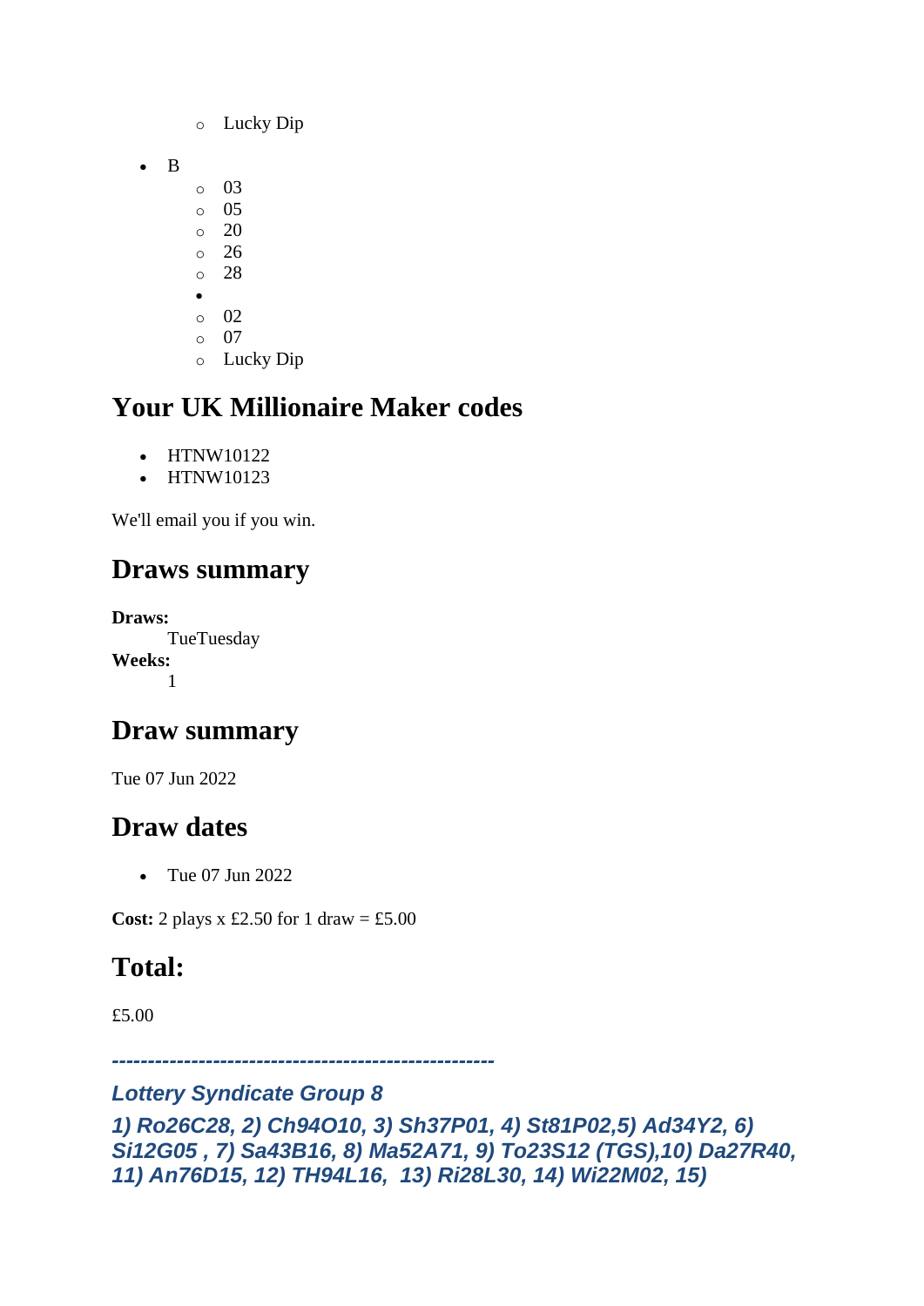- Lucky Dip

- B
  - 03
  - 05
  - 20
  - 26
  - 28
- 
  - 02
  - 07
  - Lucky Dip

## Your UK Millionaire Maker codes

- HTNW10122
- HTNW10123

We'll email you if you win.

## Draws summary

**Draws:**
TueTuesday
**Weeks:**
1

## Draw summary

Tue 07 Jun 2022

## Draw dates

- Tue 07 Jun 2022

**Cost:** 2 plays x £2.50 for 1 draw = £5.00

## Total:

£5.00

***-----------------------------------------------------***

***Lottery Syndicate Group 8***

***1) Ro26C28, 2) Ch94O10, 3) Sh37P01, 4) St81P02,5) Ad34Y2, 6) Si12G05 , 7) Sa43B16, 8) Ma52A71, 9) To23S12 (TGS),10) Da27R40, 11) An76D15, 12) TH94L16, 13) Ri28L30, 14) Wi22M02, 15)***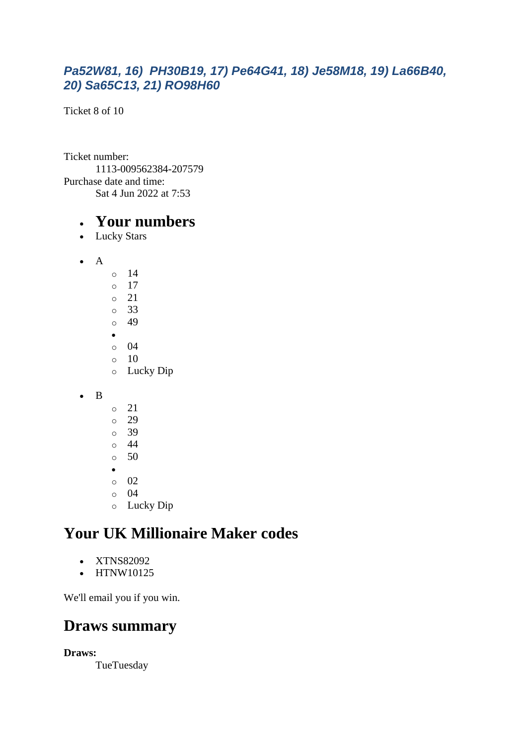*Pa52W81, 16)  PH30B19, 17) Pe64G41, 18) Je58M18, 19) La66B40, 20) Sa65C13, 21) RO98H60*

Ticket 8 of 10

Ticket number:
    1113-009562384-207579
Purchase date and time:
    Sat 4 Jun 2022 at 7:53

- # Your numbers
- Lucky Stars

- A
    - 14
    - 17
    - 21
    - 33
    - 49
    - 
    - 04
    - 10
    - Lucky Dip

- B
    - 21
    - 29
    - 39
    - 44
    - 50
    - 
    - 02
    - 04
    - Lucky Dip

## Your UK Millionaire Maker codes

- XTNS82092
- HTNW10125

We'll email you if you win.

## Draws summary

**Draws:**
    TueTuesday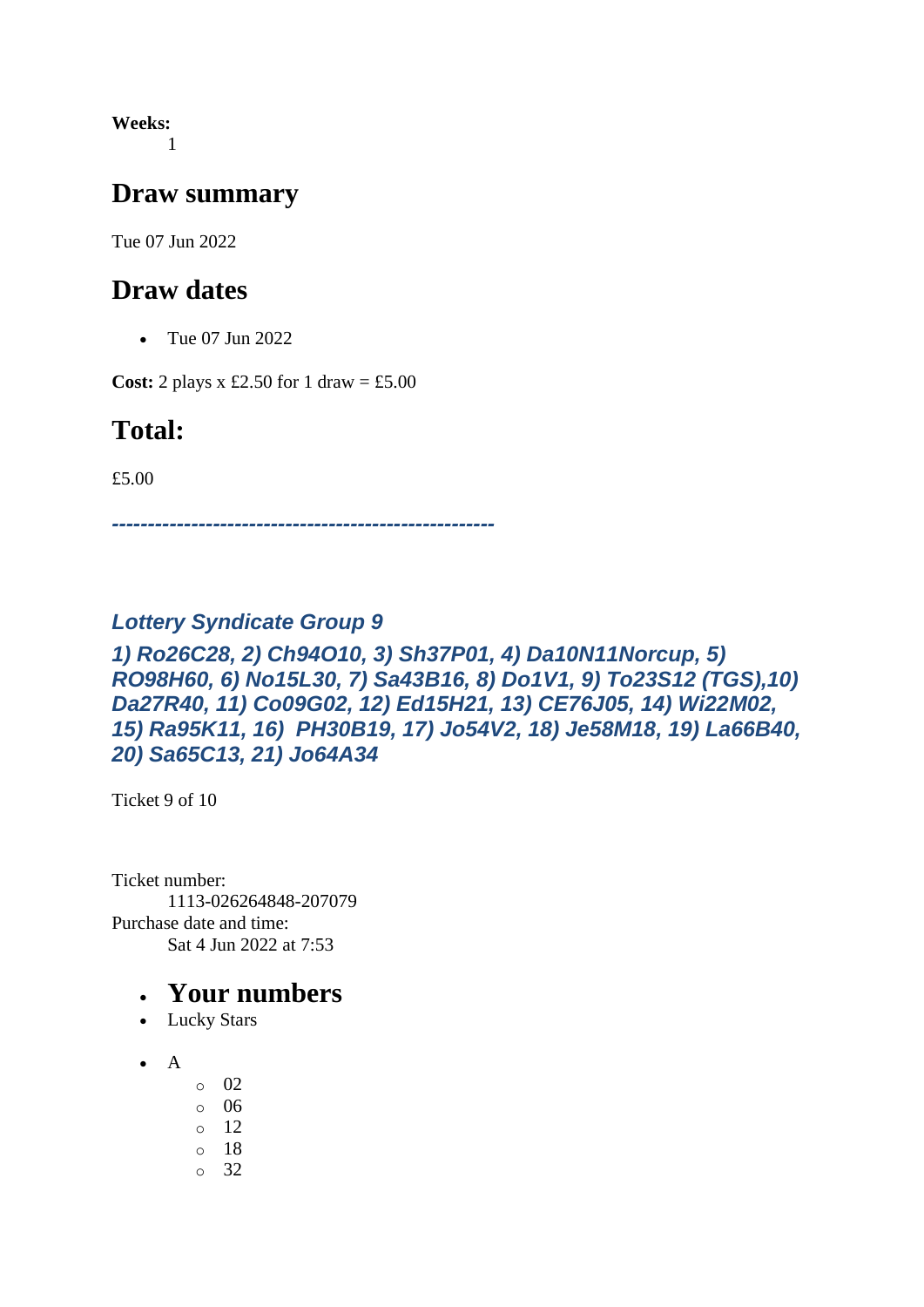**Weeks:**
1

## Draw summary

Tue 07 Jun 2022

## Draw dates

- Tue 07 Jun 2022

**Cost:** 2 plays x £2.50 for 1 draw = £5.00

## Total:

£5.00

***-----------------------------------------------------***

### *Lottery Syndicate Group 9*

### *1) Ro26C28, 2) Ch94O10, 3) Sh37P01, 4) Da10N11Norcup, 5) RO98H60, 6) No15L30, 7) Sa43B16, 8) Do1V1, 9) To23S12 (TGS),10) Da27R40, 11) Co09G02, 12) Ed15H21, 13) CE76J05, 14) Wi22M02, 15) Ra95K11, 16) PH30B19, 17) Jo54V2, 18) Je58M18, 19) La66B40, 20) Sa65C13, 21) Jo64A34*

Ticket 9 of 10

Ticket number:
1113-026264848-207079
Purchase date and time:
Sat 4 Jun 2022 at 7:53

- ## Your numbers
- Lucky Stars

- A
  - 02
  - 06
  - 12
  - 18
  - 32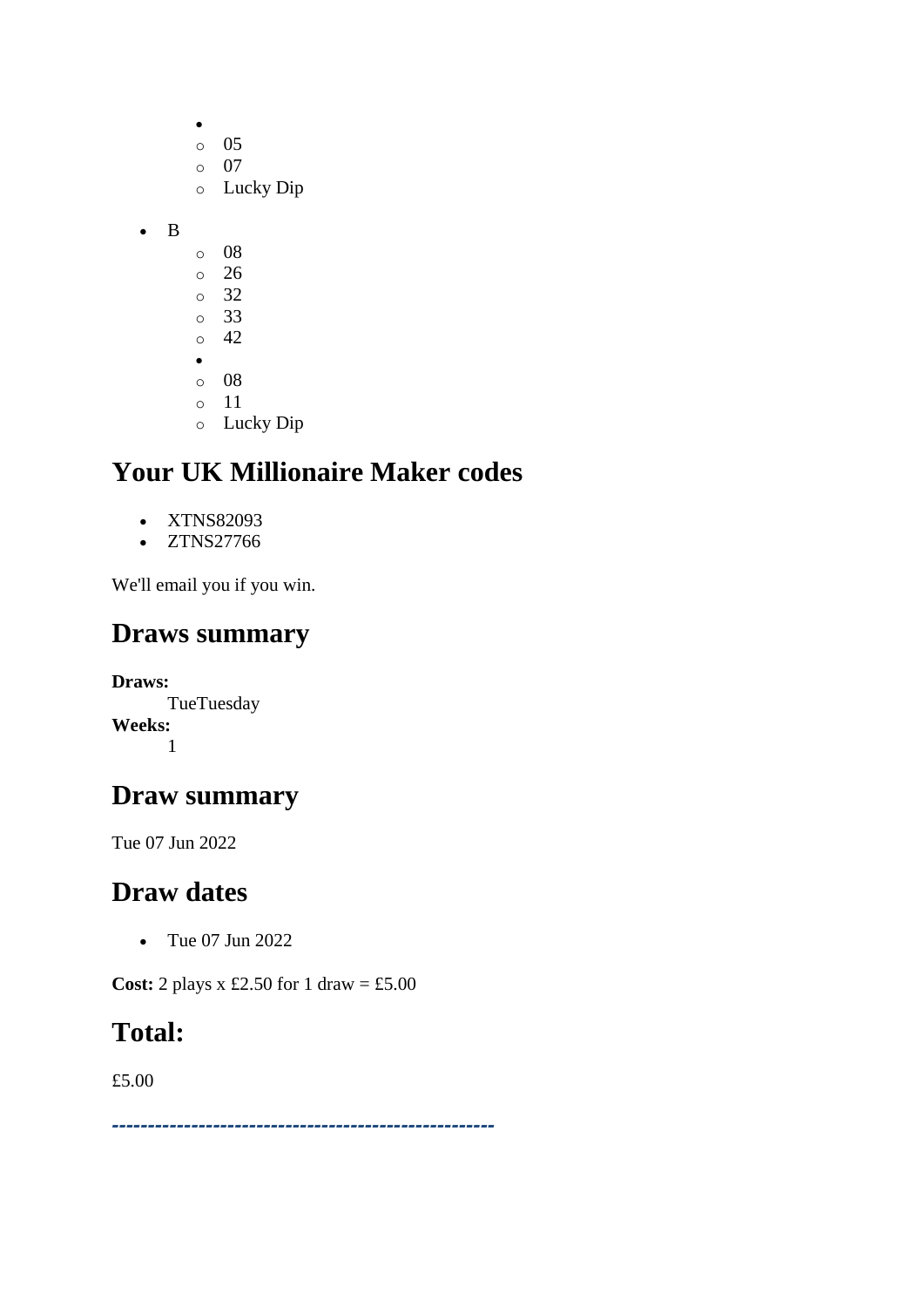- 
    - 05
    - 07
    - Lucky Dip

- B
    - 08
    - 26
    - 32
    - 33
    - 42
- 
    - 08
    - 11
    - Lucky Dip

## Your UK Millionaire Maker codes

- XTNS82093
- ZTNS27766

We'll email you if you win.

## Draws summary

**Draws:**
TueTuesday
**Weeks:**
1

## Draw summary

Tue 07 Jun 2022

## Draw dates

- Tue 07 Jun 2022

**Cost:** 2 plays x £2.50 for 1 draw = £5.00

## Total:

£5.00

-----------------------------------------------------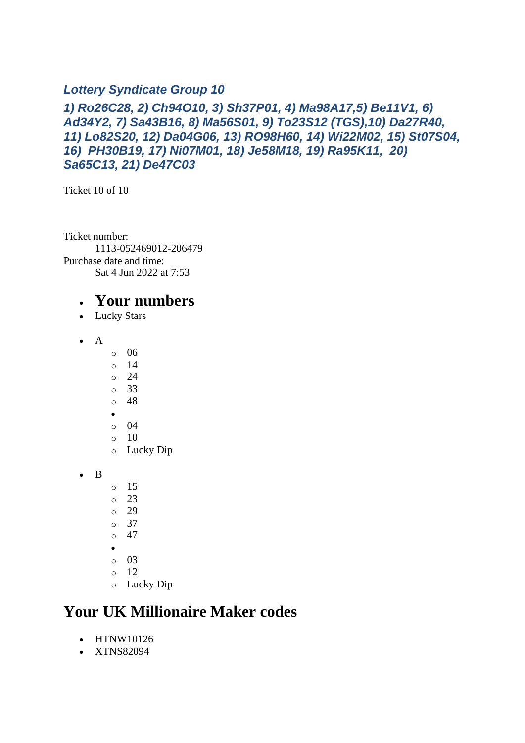***Lottery Syndicate Group 10***

***1) Ro26C28, 2) Ch94O10, 3) Sh37P01, 4) Ma98A17,5) Be11V1, 6) Ad34Y2, 7) Sa43B16, 8) Ma56S01, 9) To23S12 (TGS),10) Da27R40, 11) Lo82S20, 12) Da04G06, 13) RO98H60, 14) Wi22M02, 15) St07S04, 16) PH30B19, 17) Ni07M01, 18) Je58M18, 19) Ra95K11, 20) Sa65C13, 21) De47C03***

Ticket 10 of 10

Ticket number:
1113-052469012-206479
Purchase date and time:
Sat 4 Jun 2022 at 7:53

- **Your numbers**
- Lucky Stars

- A
  - 06
  - 14
  - 24
  - 33
  - 48
  - 
  - 04
  - 10
  - Lucky Dip

- B
  - 15
  - 23
  - 29
  - 37
  - 47
  - 
  - 03
  - 12
  - Lucky Dip

## Your UK Millionaire Maker codes

- HTNW10126
- XTNS82094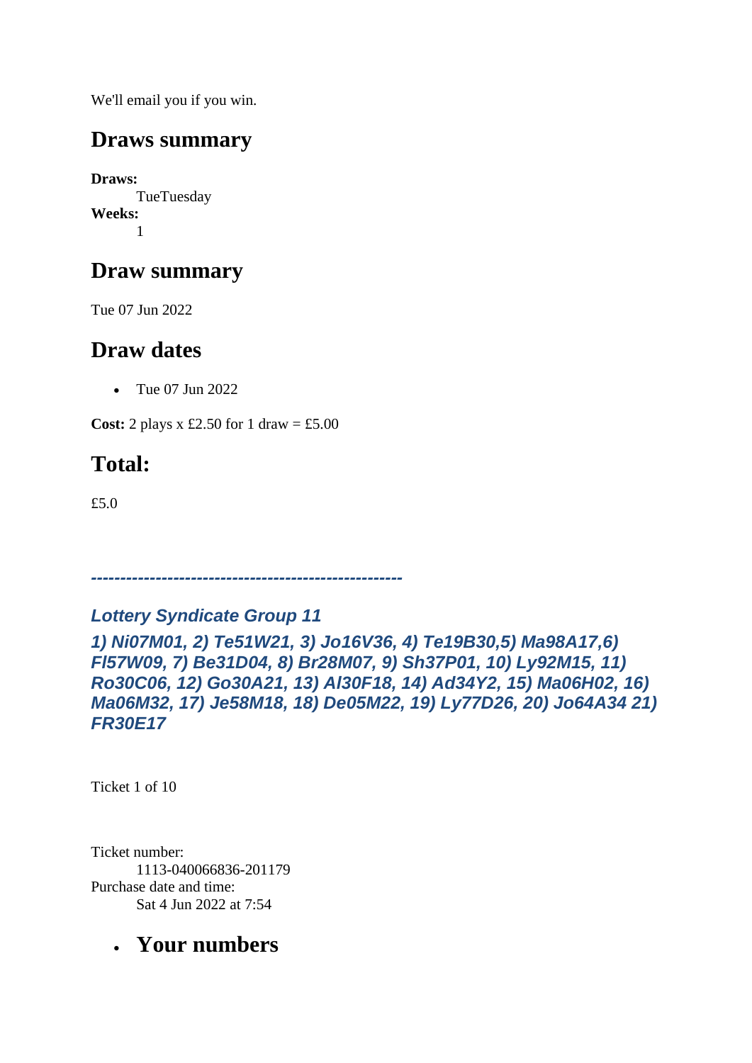We'll email you if you win.

## Draws summary

**Draws:**
TueTuesday
**Weeks:**
1

## Draw summary

Tue 07 Jun 2022

## Draw dates

- Tue 07 Jun 2022

**Cost:** 2 plays x £2.50 for 1 draw = £5.00

## Total:

£5.0

***-----------------------------------------------------***

***Lottery Syndicate Group 11***

***1) Ni07M01, 2) Te51W21, 3) Jo16V36, 4) Te19B30,5) Ma98A17,6) Fl57W09, 7) Be31D04, 8) Br28M07, 9) Sh37P01, 10) Ly92M15, 11) Ro30C06, 12) Go30A21, 13) Al30F18, 14) Ad34Y2, 15) Ma06H02, 16) Ma06M32, 17) Je58M18, 18) De05M22, 19) Ly77D26, 20) Jo64A34 21) FR30E17***

Ticket 1 of 10

Ticket number:
1113-040066836-201179
Purchase date and time:
Sat 4 Jun 2022 at 7:54

- ## Your numbers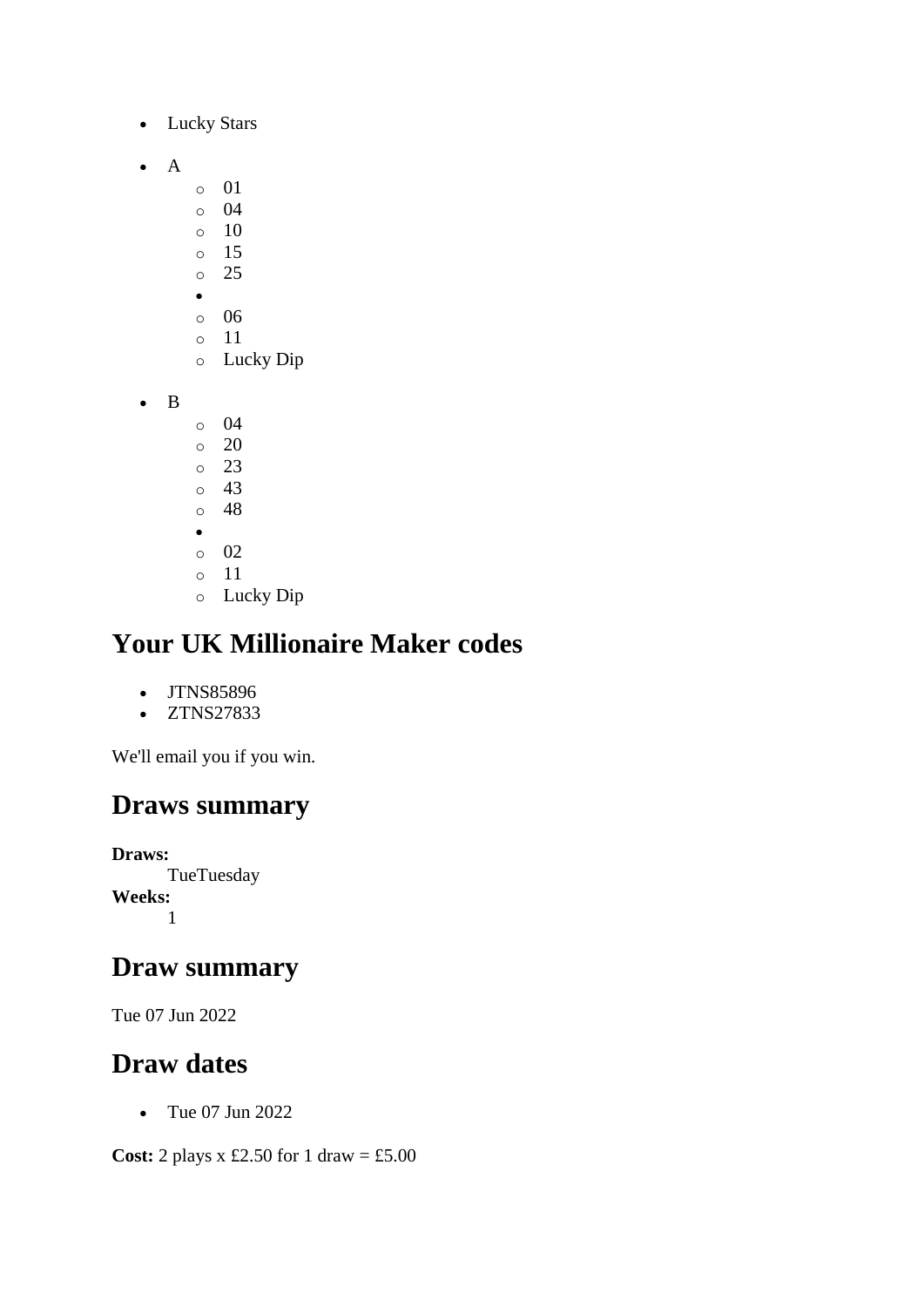- Lucky Stars

- A
    - 01
    - 04
    - 10
    - 15
    - 25
  - 
    - 06
    - 11
    - Lucky Dip

- B
    - 04
    - 20
    - 23
    - 43
    - 48
  - 
    - 02
    - 11
    - Lucky Dip

## Your UK Millionaire Maker codes

- JTNS85896
- ZTNS27833

We'll email you if you win.

## Draws summary

**Draws:**
TueTuesday
**Weeks:**
1

## Draw summary

Tue 07 Jun 2022

## Draw dates

- Tue 07 Jun 2022

**Cost:** 2 plays x £2.50 for 1 draw = £5.00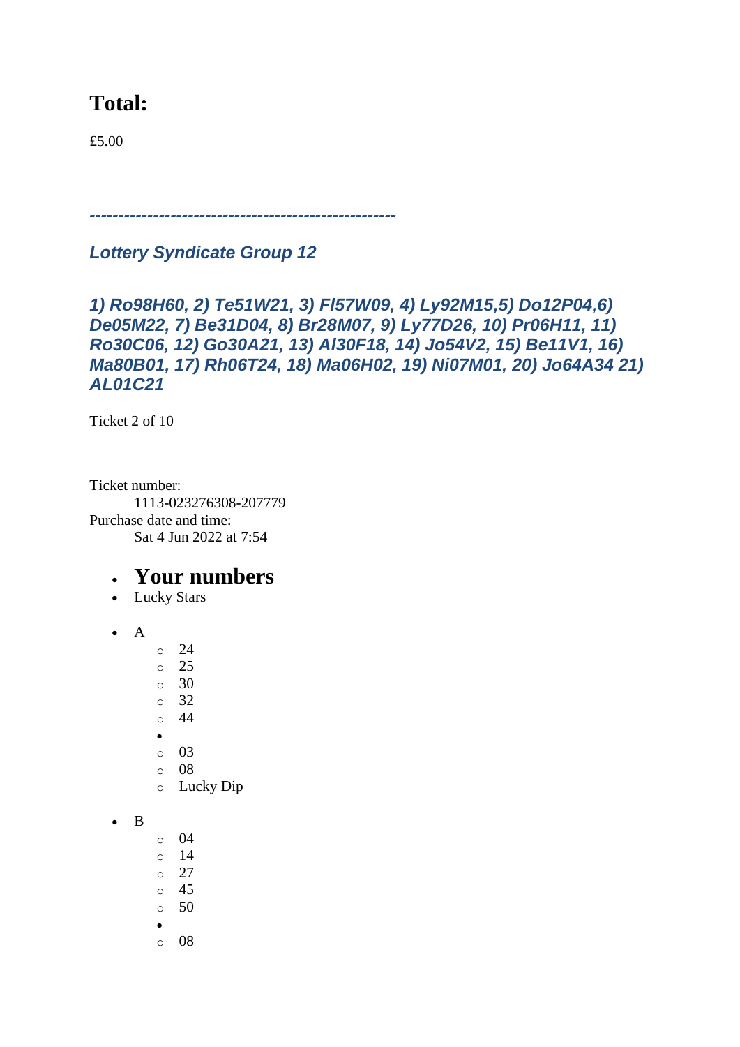# Total:

£5.00

*----------------------------------------------------*

***Lottery Syndicate Group 12***

***1) Ro98H60, 2) Te51W21, 3) Fl57W09, 4) Ly92M15,5) Do12P04,6) De05M22, 7) Be31D04, 8) Br28M07, 9) Ly77D26, 10) Pr06H11, 11) Ro30C06, 12) Go30A21, 13) Al30F18, 14) Jo54V2, 15) Be11V1, 16) Ma80B01, 17) Rh06T24, 18) Ma06H02, 19) Ni07M01, 20) Jo64A34 21) AL01C21***

Ticket 2 of 10

Ticket number:
    1113-023276308-207779
Purchase date and time:
    Sat 4 Jun 2022 at 7:54

- # Your numbers
- Lucky Stars

- A
  - 24
  - 25
  - 30
  - 32
  - 44
  -
  - 03
  - 08
  - Lucky Dip

- B
  - 04
  - 14
  - 27
  - 45
  - 50
  -
  - 08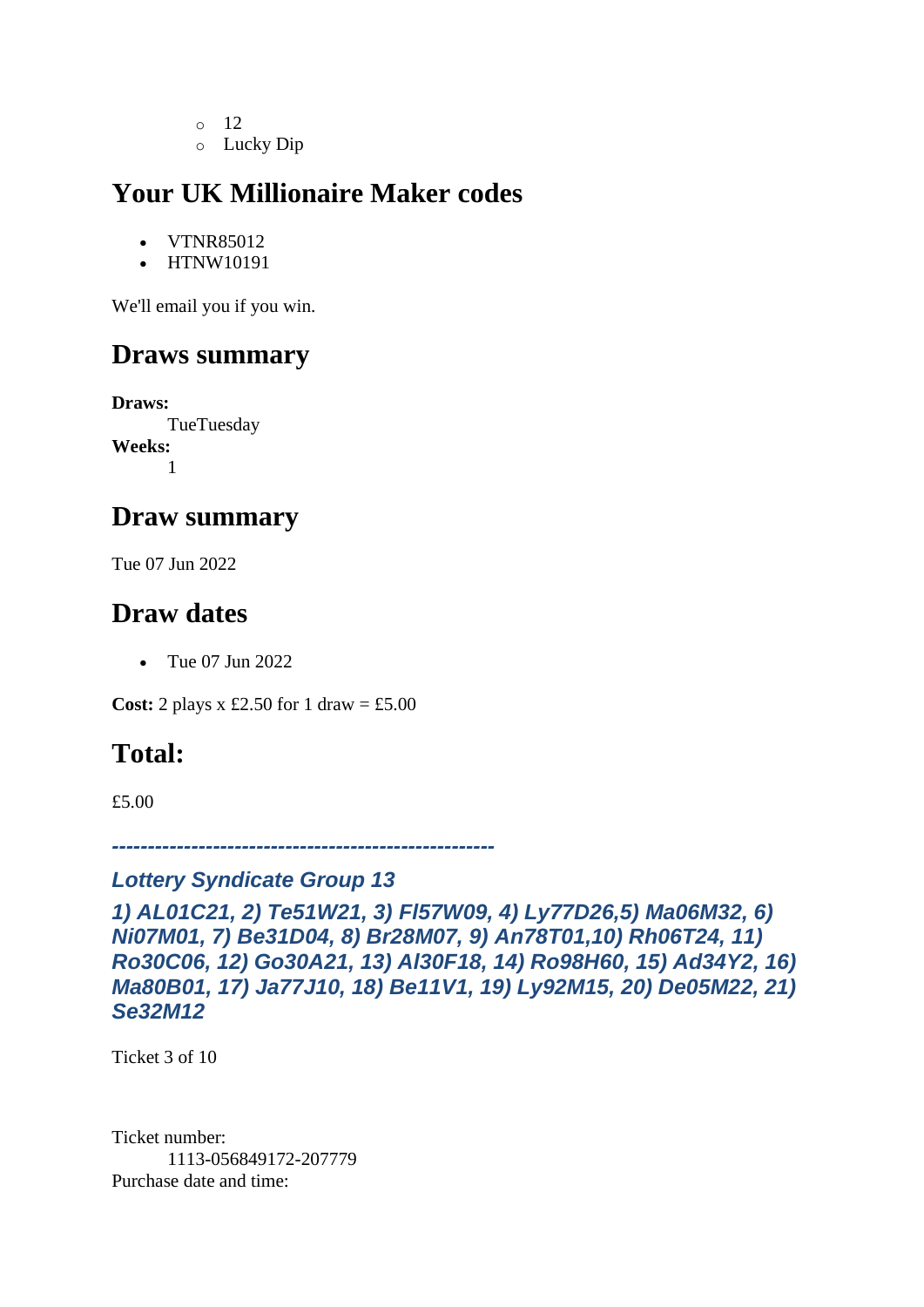- 12
    - Lucky Dip

## Your UK Millionaire Maker codes

- VTNR85012
- HTNW10191

We'll email you if you win.

## Draws summary

**Draws:**
TueTuesday
**Weeks:**
1

## Draw summary

Tue 07 Jun 2022

## Draw dates

- Tue 07 Jun 2022

**Cost:** 2 plays x £2.50 for 1 draw = £5.00

## Total:

£5.00

***----------------------------------------------------***

### *Lottery Syndicate Group 13*

### *1) AL01C21, 2) Te51W21, 3) Fl57W09, 4) Ly77D26,5) Ma06M32, 6) Ni07M01, 7) Be31D04, 8) Br28M07, 9) An78T01,10) Rh06T24, 11) Ro30C06, 12) Go30A21, 13) Al30F18, 14) Ro98H60, 15) Ad34Y2, 16) Ma80B01, 17) Ja77J10, 18) Be11V1, 19) Ly92M15, 20) De05M22, 21) Se32M12*

Ticket 3 of 10

Ticket number:
1113-056849172-207779
Purchase date and time: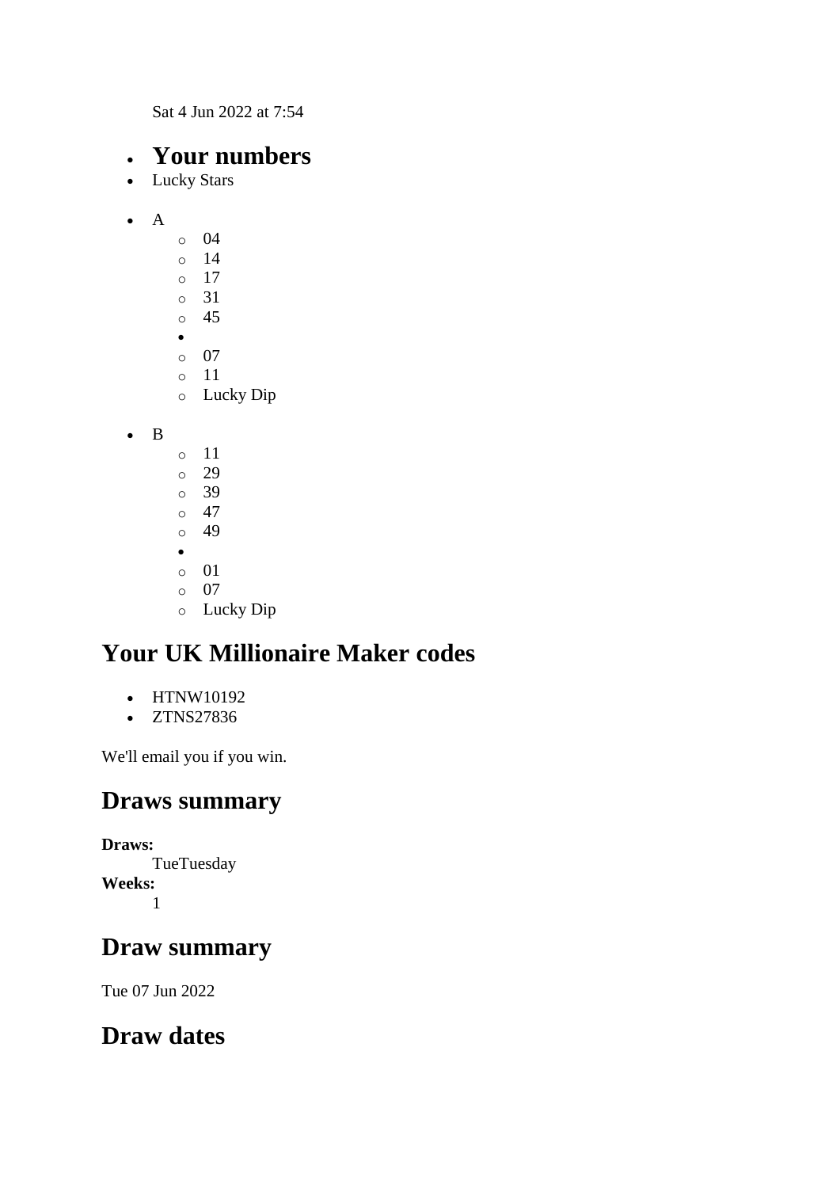Sat 4 Jun 2022 at 7:54

- ## Your numbers
- Lucky Stars

- A
  - 04
  - 14
  - 17
  - 31
  - 45
  - 
  - 07
  - 11
  - Lucky Dip

- B
  - 11
  - 29
  - 39
  - 47
  - 49
  - 
  - 01
  - 07
  - Lucky Dip

## Your UK Millionaire Maker codes

- HTNW10192
- ZTNS27836

We'll email you if you win.

## Draws summary

**Draws:**
TueTuesday
**Weeks:**
1

## Draw summary

Tue 07 Jun 2022

## Draw dates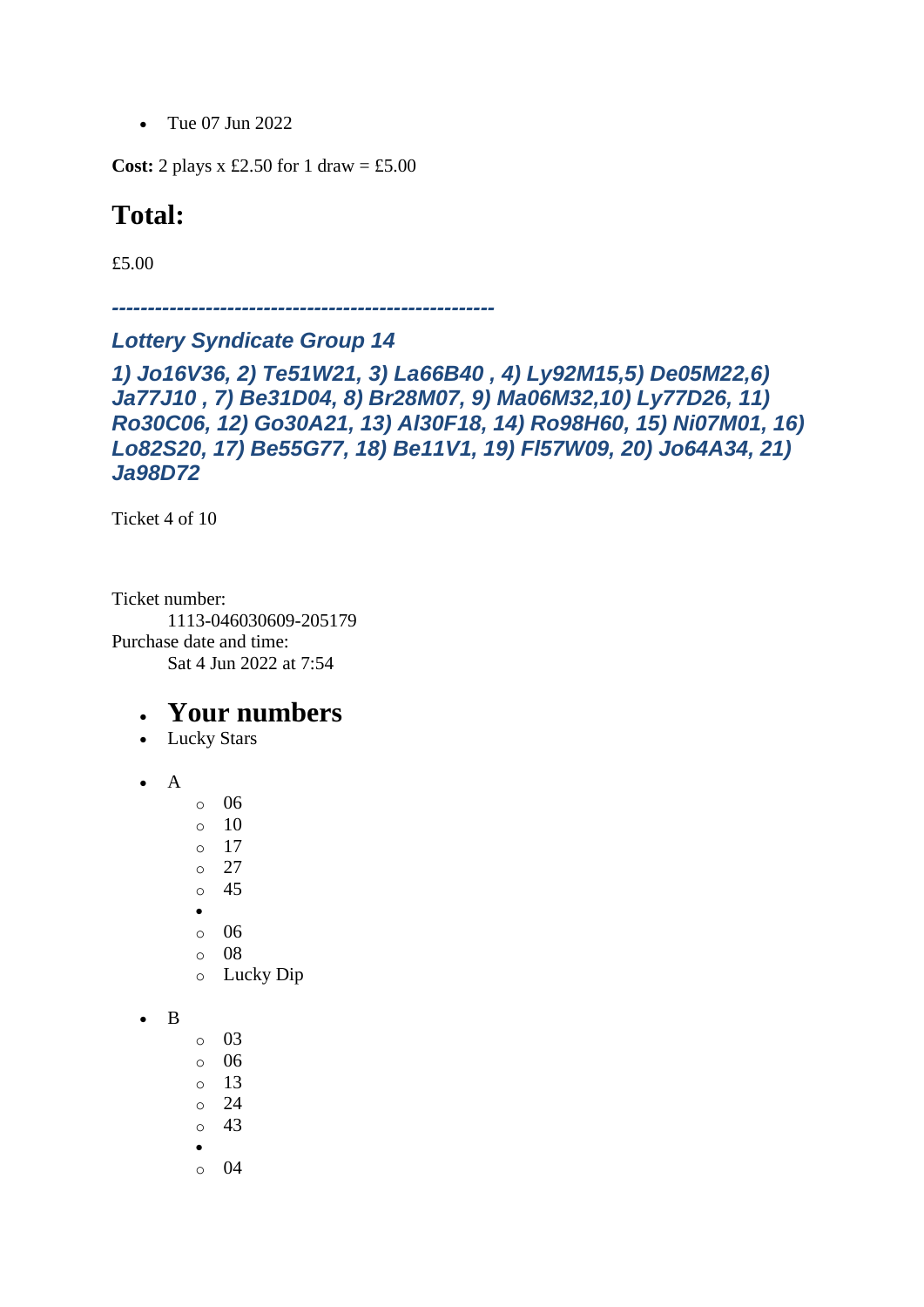- Tue 07 Jun 2022

**Cost:** 2 plays x £2.50 for 1 draw = £5.00

# Total:

£5.00

***-----------------------------------------------------***

### *Lottery Syndicate Group 14*

### *1) Jo16V36, 2) Te51W21, 3) La66B40 , 4) Ly92M15,5) De05M22,6) Ja77J10 , 7) Be31D04, 8) Br28M07, 9) Ma06M32,10) Ly77D26, 11) Ro30C06, 12) Go30A21, 13) Al30F18, 14) Ro98H60, 15) Ni07M01, 16) Lo82S20, 17) Be55G77, 18) Be11V1, 19) Fl57W09, 20) Jo64A34, 21) Ja98D72*

Ticket 4 of 10

Ticket number:
    1113-046030609-205179
Purchase date and time:
    Sat 4 Jun 2022 at 7:54

- ## Your numbers
- Lucky Stars

- A
  - 06
  - 10
  - 17
  - 27
  - 45
  - 
  - 06
  - 08
  - Lucky Dip

- B
  - 03
  - 06
  - 13
  - 24
  - 43
  - 
  - 04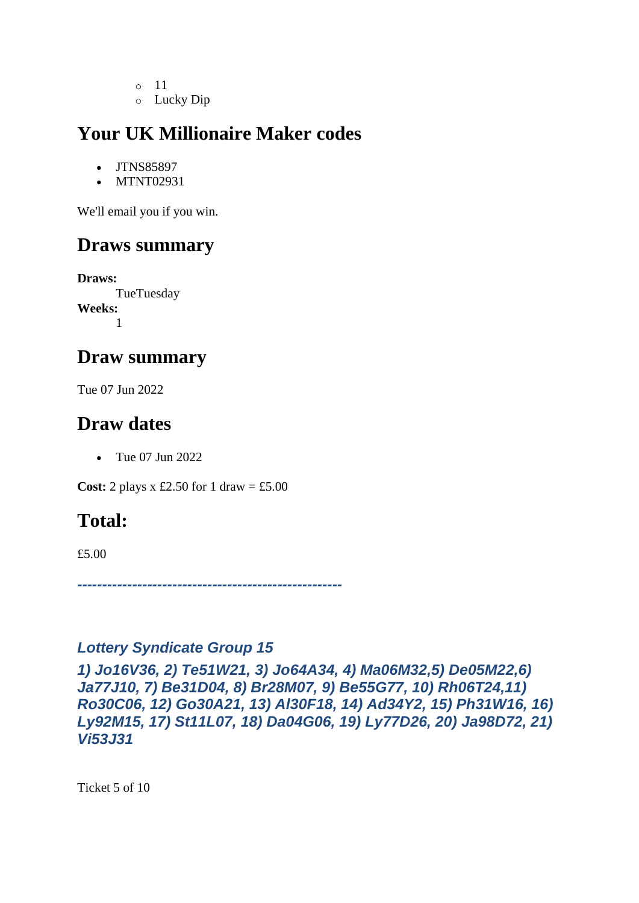- 11
  - Lucky Dip

## Your UK Millionaire Maker codes

- JTNS85897
- MTNT02931

We'll email you if you win.

## Draws summary

**Draws:**
: TueTuesday

**Weeks:**
: 1

## Draw summary

Tue 07 Jun 2022

## Draw dates

- Tue 07 Jun 2022

**Cost:** 2 plays x £2.50 for 1 draw = £5.00

## Total:

£5.00

***------------------------------------------------------***

### *Lottery Syndicate Group 15*

***1) Jo16V36, 2) Te51W21, 3) Jo64A34, 4) Ma06M32,5) De05M22,6) Ja77J10, 7) Be31D04, 8) Br28M07, 9) Be55G77, 10) Rh06T24,11) Ro30C06, 12) Go30A21, 13) Al30F18, 14) Ad34Y2, 15) Ph31W16, 16) Ly92M15, 17) St11L07, 18) Da04G06, 19) Ly77D26, 20) Ja98D72, 21) Vi53J31***

Ticket 5 of 10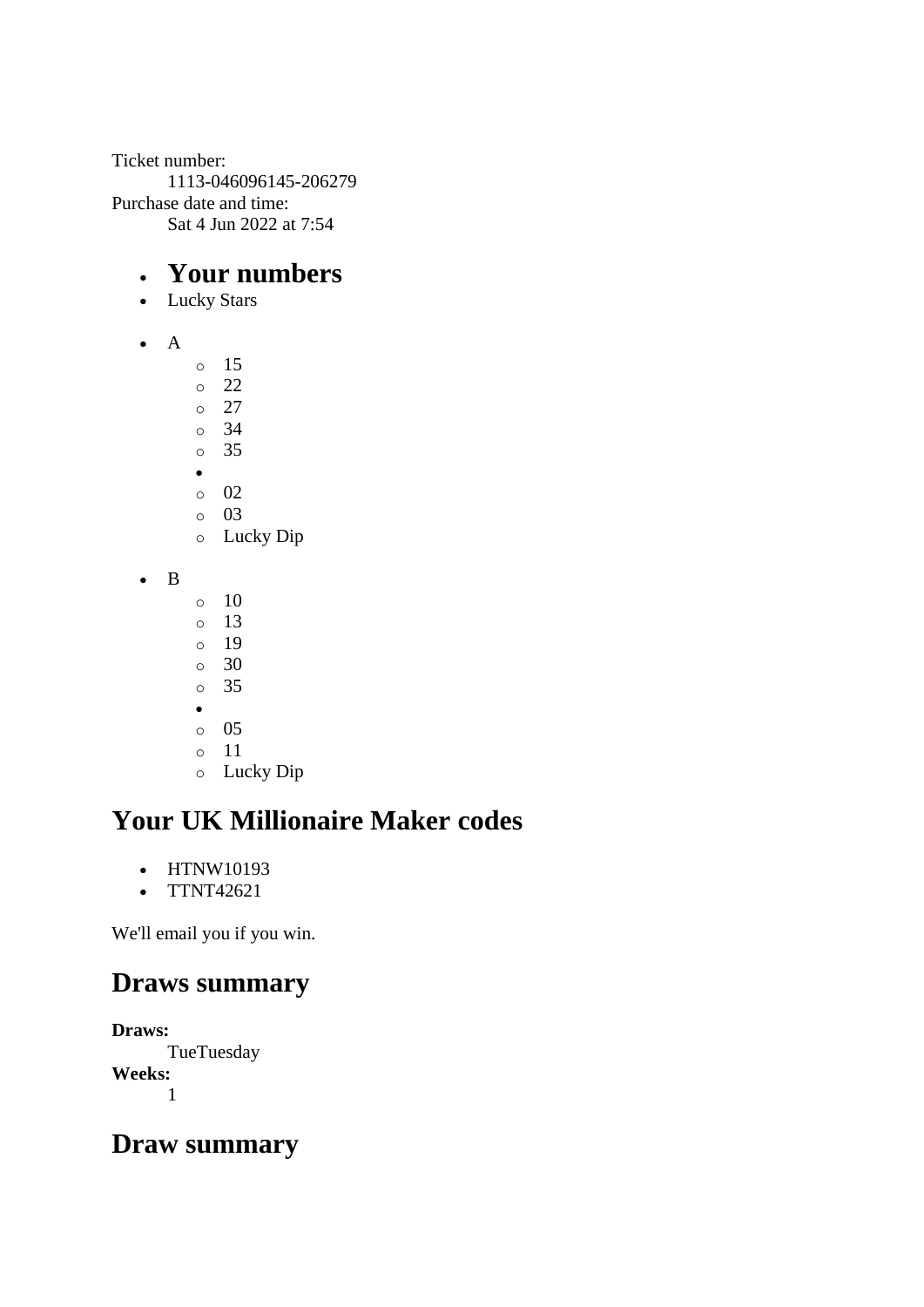Ticket number:
    1113-046096145-206279
Purchase date and time:
    Sat 4 Jun 2022 at 7:54

- ## Your numbers
- Lucky Stars

- A
    - 15
    - 22
    - 27
    - 34
    - 35
-
    - 02
    - 03
    - Lucky Dip

- B
    - 10
    - 13
    - 19
    - 30
    - 35
-
    - 05
    - 11
    - Lucky Dip

## Your UK Millionaire Maker codes

- HTNW10193
- TTNT42621

We'll email you if you win.

## Draws summary

**Draws:**
    TueTuesday
**Weeks:**
    1

## Draw summary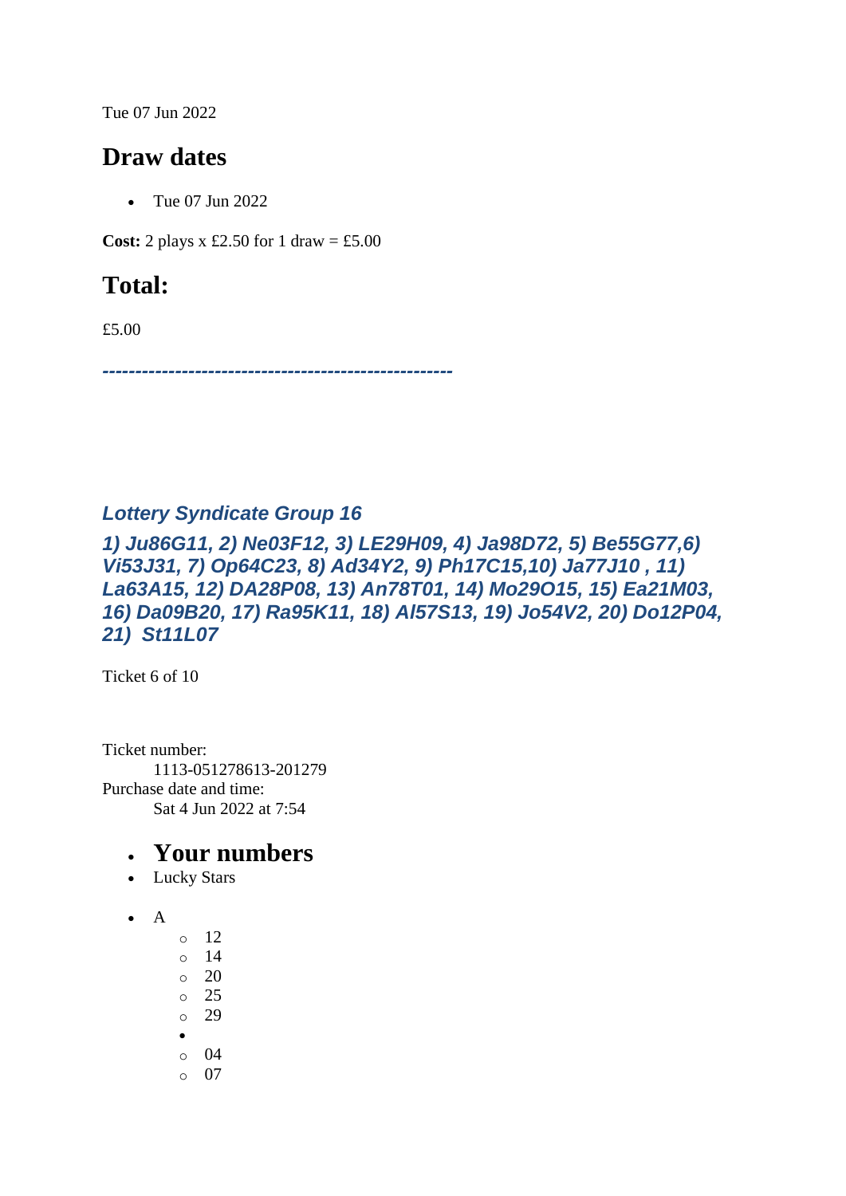Tue 07 Jun 2022

## Draw dates

- Tue 07 Jun 2022

**Cost:** 2 plays x £2.50 for 1 draw = £5.00

## Total:

£5.00

***-----------------------------------------------------***

### *Lottery Syndicate Group 16*

### *1) Ju86G11, 2) Ne03F12, 3) LE29H09, 4) Ja98D72, 5) Be55G77,6) Vi53J31, 7) Op64C23, 8) Ad34Y2, 9) Ph17C15,10) Ja77J10 , 11) La63A15, 12) DA28P08, 13) An78T01, 14) Mo29O15, 15) Ea21M03, 16) Da09B20, 17) Ra95K11, 18) Al57S13, 19) Jo54V2, 20) Do12P04, 21) St11L07*

Ticket 6 of 10

Ticket number:
    1113-051278613-201279
Purchase date and time:
    Sat 4 Jun 2022 at 7:54

- **Your numbers**
- Lucky Stars

- A
  - 12
  - 14
  - 20
  - 25
  - 29
- 
  - 04
  - 07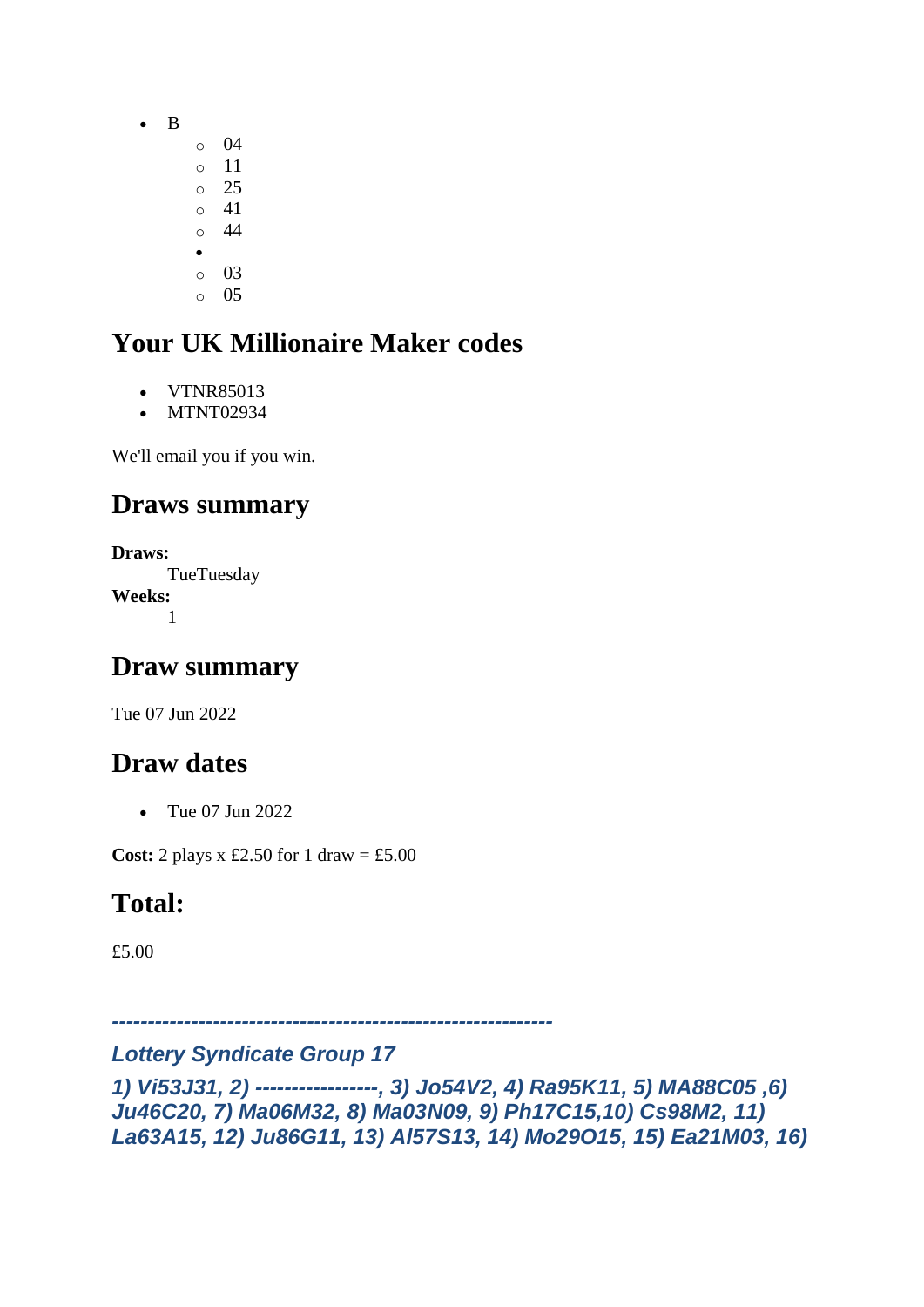- B
  - 04
  - 11
  - 25
  - 41
  - 44
-
  - 03
  - 05

## Your UK Millionaire Maker codes

- VTNR85013
- MTNT02934

We'll email you if you win.

## Draws summary

**Draws:**
TueTuesday

**Weeks:**
1

## Draw summary

Tue 07 Jun 2022

## Draw dates

- Tue 07 Jun 2022

**Cost:** 2 plays x £2.50 for 1 draw = £5.00

## Total:

£5.00

***------------------------------------------------------------***

***Lottery Syndicate Group 17***

***1) Vi53J31, 2) -----------------, 3) Jo54V2, 4) Ra95K11, 5) MA88C05 ,6) Ju46C20, 7) Ma06M32, 8) Ma03N09, 9) Ph17C15,10) Cs98M2, 11) La63A15, 12) Ju86G11, 13) Al57S13, 14) Mo29O15, 15) Ea21M03, 16)***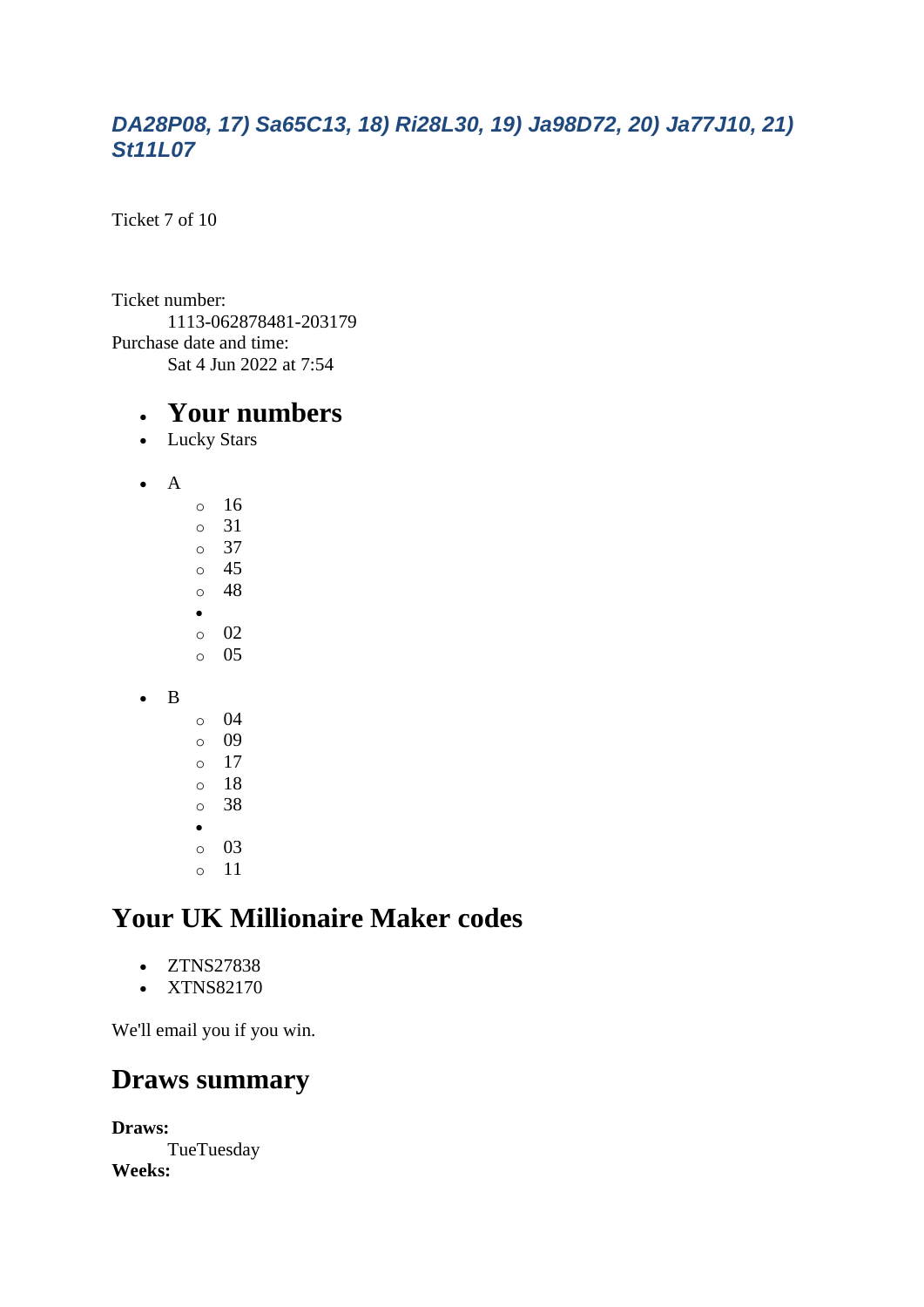*DA28P08, 17) Sa65C13, 18) Ri28L30, 19) Ja98D72, 20) Ja77J10, 21) St11L07*

Ticket 7 of 10

Ticket number:
    1113-062878481-203179
Purchase date and time:
    Sat 4 Jun 2022 at 7:54

- # Your numbers
- Lucky Stars

- A
    - 16
    - 31
    - 37
    - 45
    - 48
  -
    - 02
    - 05

- B
    - 04
    - 09
    - 17
    - 18
    - 38
  -
    - 03
    - 11

## Your UK Millionaire Maker codes

- ZTNS27838
- XTNS82170

We'll email you if you win.

## Draws summary

**Draws:**
    TueTuesday
**Weeks:**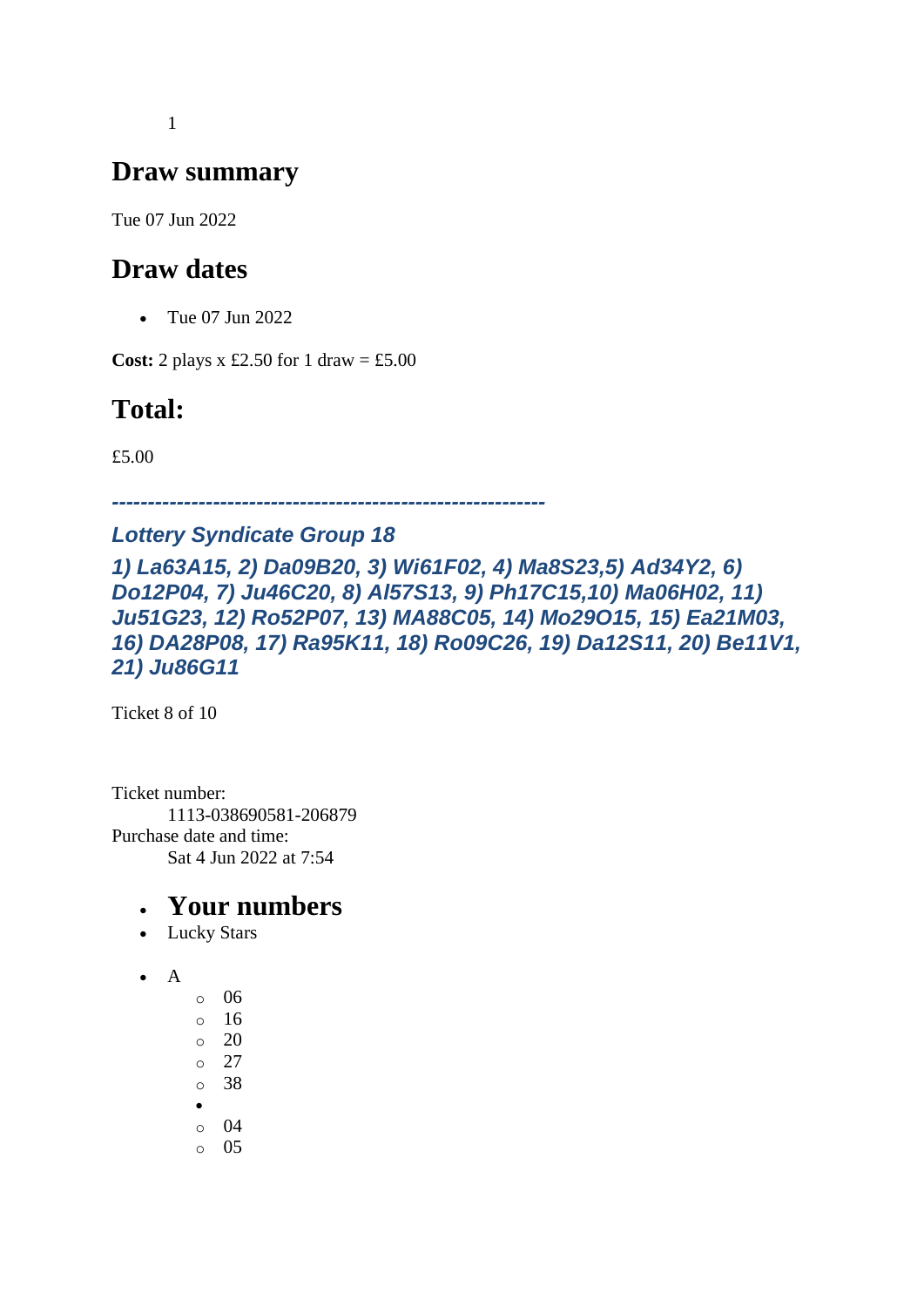1

## Draw summary

Tue 07 Jun 2022

## Draw dates

- Tue 07 Jun 2022

**Cost:** 2 plays x £2.50 for 1 draw = £5.00

## Total:

£5.00

***------------------------------------------------------------***

***Lottery Syndicate Group 18***

***1) La63A15, 2) Da09B20, 3) Wi61F02, 4) Ma8S23,5) Ad34Y2, 6) Do12P04, 7) Ju46C20, 8) Al57S13, 9) Ph17C15,10) Ma06H02, 11) Ju51G23, 12) Ro52P07, 13) MA88C05, 14) Mo29O15, 15) Ea21M03, 16) DA28P08, 17) Ra95K11, 18) Ro09C26, 19) Da12S11, 20) Be11V1, 21) Ju86G11***

Ticket 8 of 10

Ticket number:
    1113-038690581-206879
Purchase date and time:
    Sat 4 Jun 2022 at 7:54

- **Your numbers**
- Lucky Stars

- A
  - 06
  - 16
  - 20
  - 27
  - 38
- 
  - 04
  - 05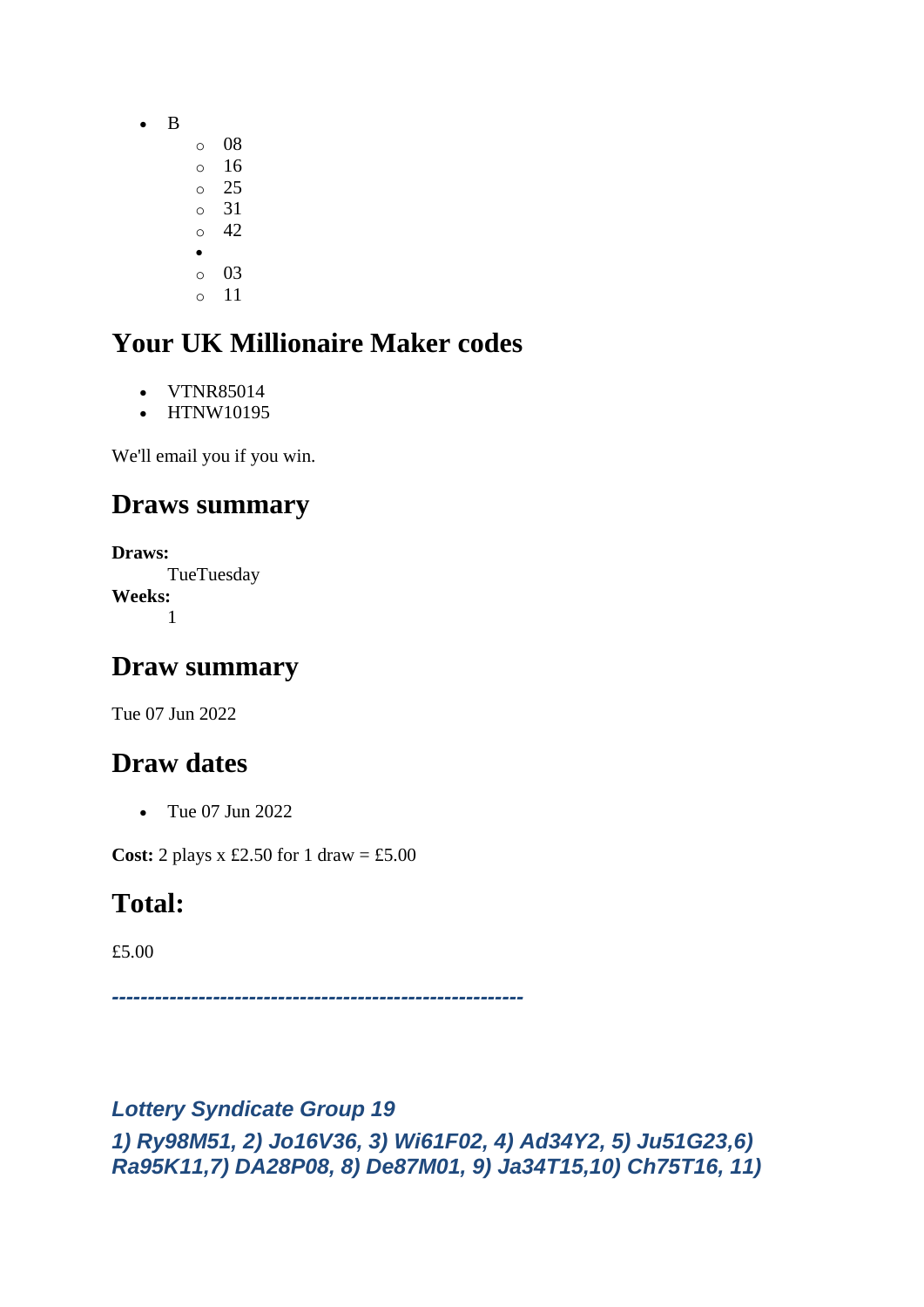- B
    - 08
    - 16
    - 25
    - 31
    - 42
- 
    - 03
    - 11

## Your UK Millionaire Maker codes

- VTNR85014
- HTNW10195

We'll email you if you win.

## Draws summary

**Draws:**
TueTuesday

**Weeks:**
1

## Draw summary

Tue 07 Jun 2022

## Draw dates

- Tue 07 Jun 2022

**Cost:** 2 plays x £2.50 for 1 draw = £5.00

## Total:

£5.00

***---------------------------------------------------------***

***Lottery Syndicate Group 19***

***1) Ry98M51, 2) Jo16V36, 3) Wi61F02, 4) Ad34Y2, 5) Ju51G23,6) Ra95K11,7) DA28P08, 8) De87M01, 9) Ja34T15,10) Ch75T16, 11)***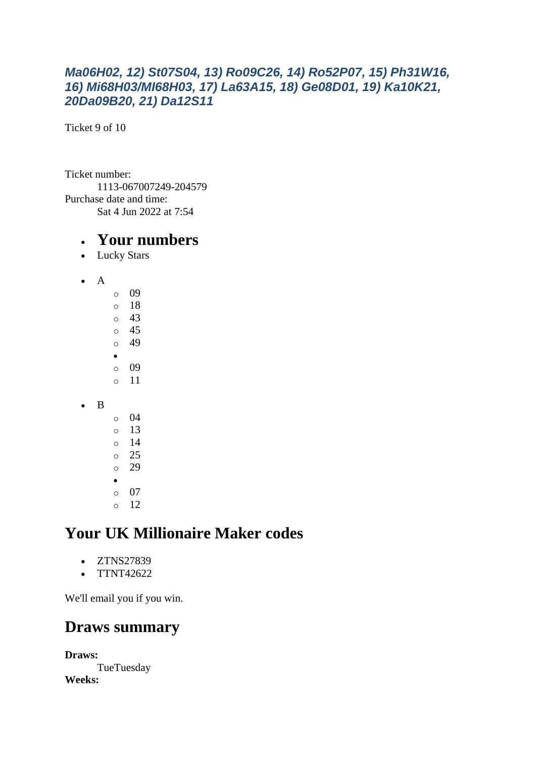***Ma06H02, 12) St07S04, 13) Ro09C26, 14) Ro52P07, 15) Ph31W16, 16) Mi68H03/MI68H03, 17) La63A15, 18) Ge08D01, 19) Ka10K21, 20Da09B20, 21) Da12S11***

Ticket 9 of 10

Ticket number:
  1113-067007249-204579
Purchase date and time:
  Sat 4 Jun 2022 at 7:54

- **Your numbers**
- Lucky Stars

- A
  - 09
  - 18
  - 43
  - 45
  - 49
-
  - 09
  - 11

- B
  - 04
  - 13
  - 14
  - 25
  - 29
-
  - 07
  - 12

## Your UK Millionaire Maker codes

- ZTNS27839
- TTNT42622

We'll email you if you win.

## Draws summary

**Draws:**
  TueTuesday
**Weeks:**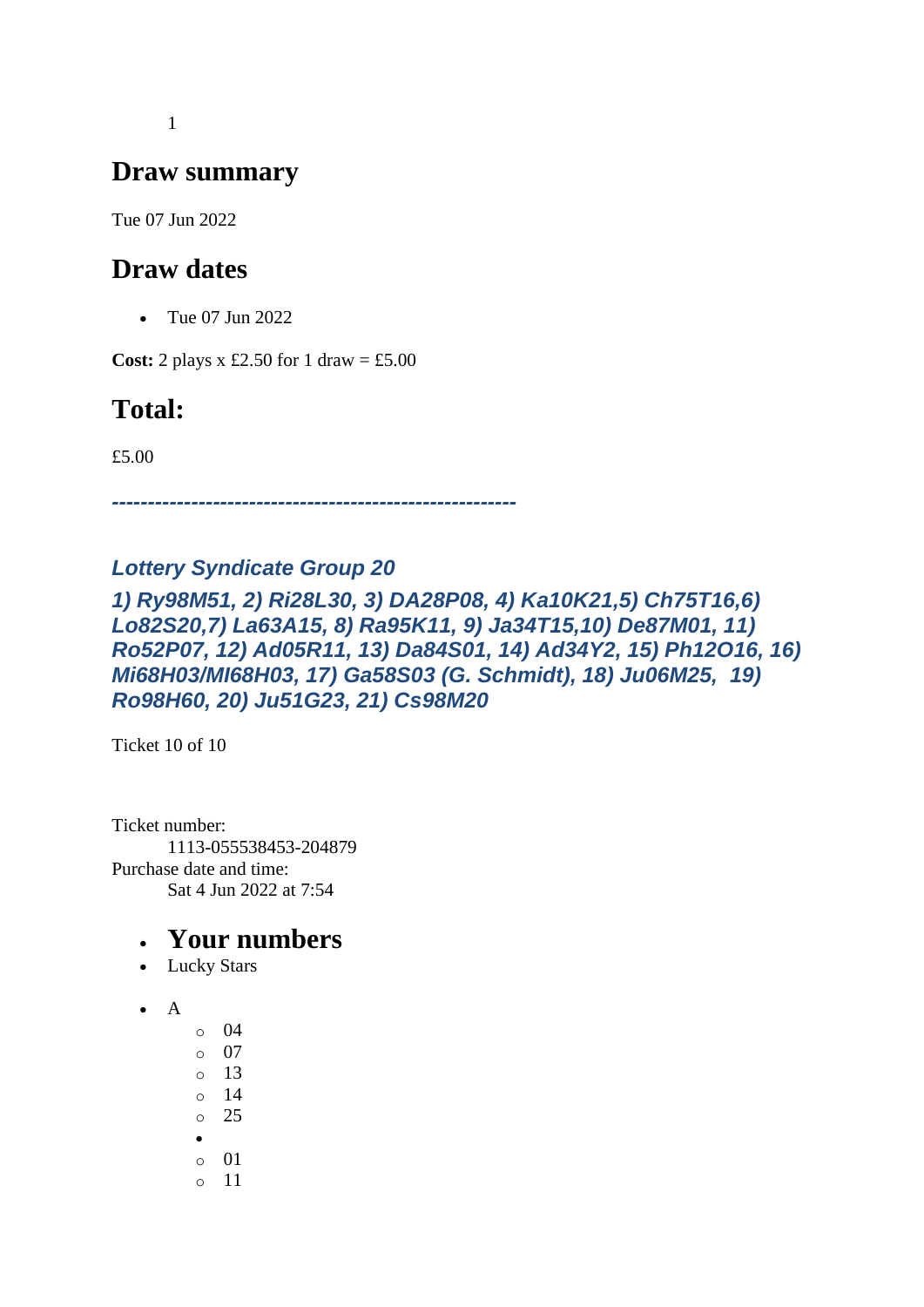1

## Draw summary

Tue 07 Jun 2022

## Draw dates

- Tue 07 Jun 2022

**Cost:** 2 plays x £2.50 for 1 draw = £5.00

## Total:

£5.00

***---------------------------------------------------------***

### *Lottery Syndicate Group 20*

### *1) Ry98M51, 2) Ri28L30, 3) DA28P08, 4) Ka10K21,5) Ch75T16,6) Lo82S20,7) La63A15, 8) Ra95K11, 9) Ja34T15,10) De87M01, 11) Ro52P07, 12) Ad05R11, 13) Da84S01, 14) Ad34Y2, 15) Ph12O16, 16) Mi68H03/MI68H03, 17) Ga58S03 (G. Schmidt), 18) Ju06M25, 19) Ro98H60, 20) Ju51G23, 21) Cs98M20*

Ticket 10 of 10

Ticket number:
1113-055538453-204879
Purchase date and time:
Sat 4 Jun 2022 at 7:54

- **Your numbers**
- Lucky Stars

- A
  - 04
  - 07
  - 13
  - 14
  - 25
-
  - 01
  - 11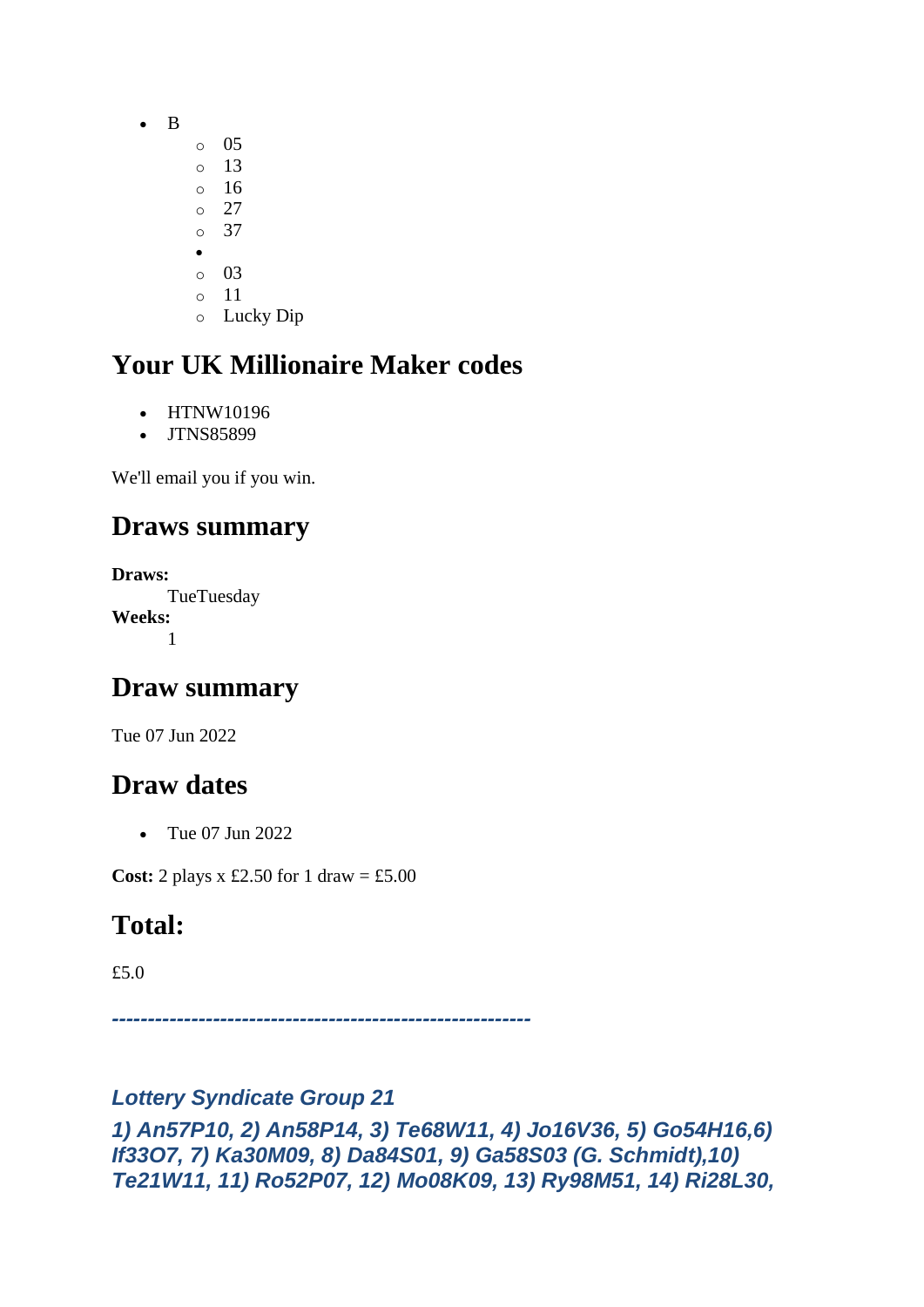- B
    - 05
    - 13
    - 16
    - 27
    - 37
- 
    - 03
    - 11
    - Lucky Dip

## Your UK Millionaire Maker codes

- HTNW10196
- JTNS85899

We'll email you if you win.

## Draws summary

**Draws:**
TueTuesday
**Weeks:**
1

## Draw summary

Tue 07 Jun 2022

## Draw dates

- Tue 07 Jun 2022

**Cost:** 2 plays x £2.50 for 1 draw = £5.00

## Total:

£5.0

*---------------------------------------------------------*

***Lottery Syndicate Group 21***

***1) An57P10, 2) An58P14, 3) Te68W11, 4) Jo16V36, 5) Go54H16,6) If33O7, 7) Ka30M09, 8) Da84S01, 9) Ga58S03 (G. Schmidt),10) Te21W11, 11) Ro52P07, 12) Mo08K09, 13) Ry98M51, 14) Ri28L30,***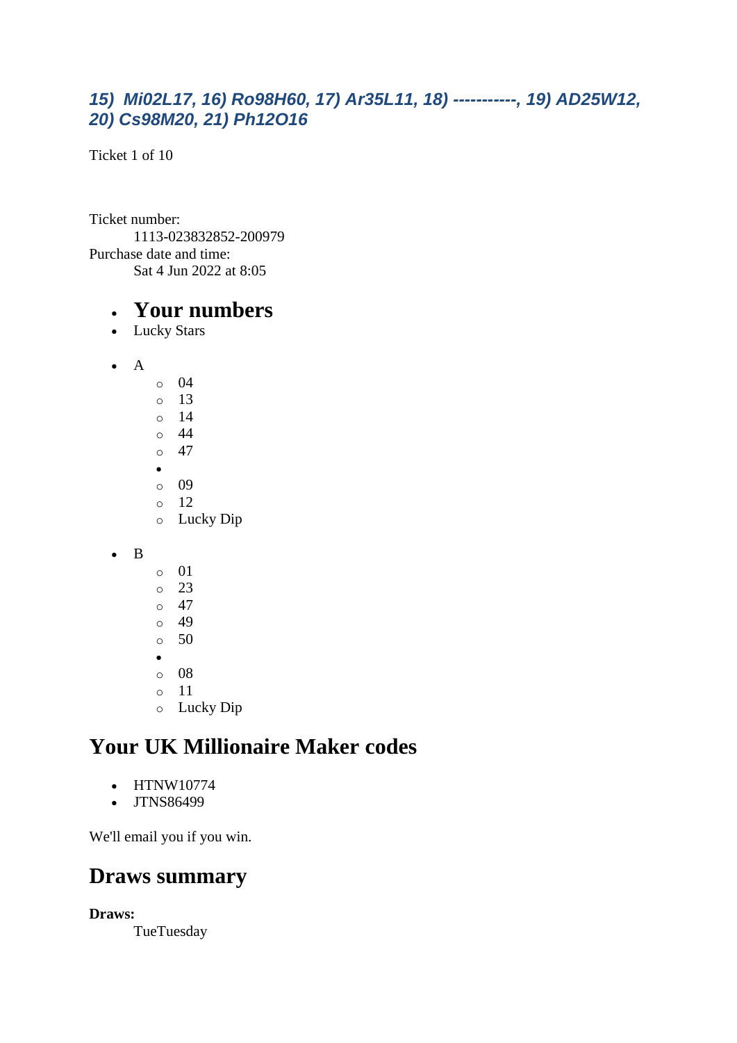*15) Mi02L17, 16) Ro98H60, 17) Ar35L11, 18) -----------, 19) AD25W12, 20) Cs98M20, 21) Ph12O16*

Ticket 1 of 10

Ticket number:
    1113-023832852-200979
Purchase date and time:
    Sat 4 Jun 2022 at 8:05

- **Your numbers**
- Lucky Stars

- A
    - 04
    - 13
    - 14
    - 44
    - 47
  -
    - 09
    - 12
    - Lucky Dip

- B
    - 01
    - 23
    - 47
    - 49
    - 50
  -
    - 08
    - 11
    - Lucky Dip

## Your UK Millionaire Maker codes

- HTNW10774
- JTNS86499

We'll email you if you win.

## Draws summary

**Draws:**
    TueTuesday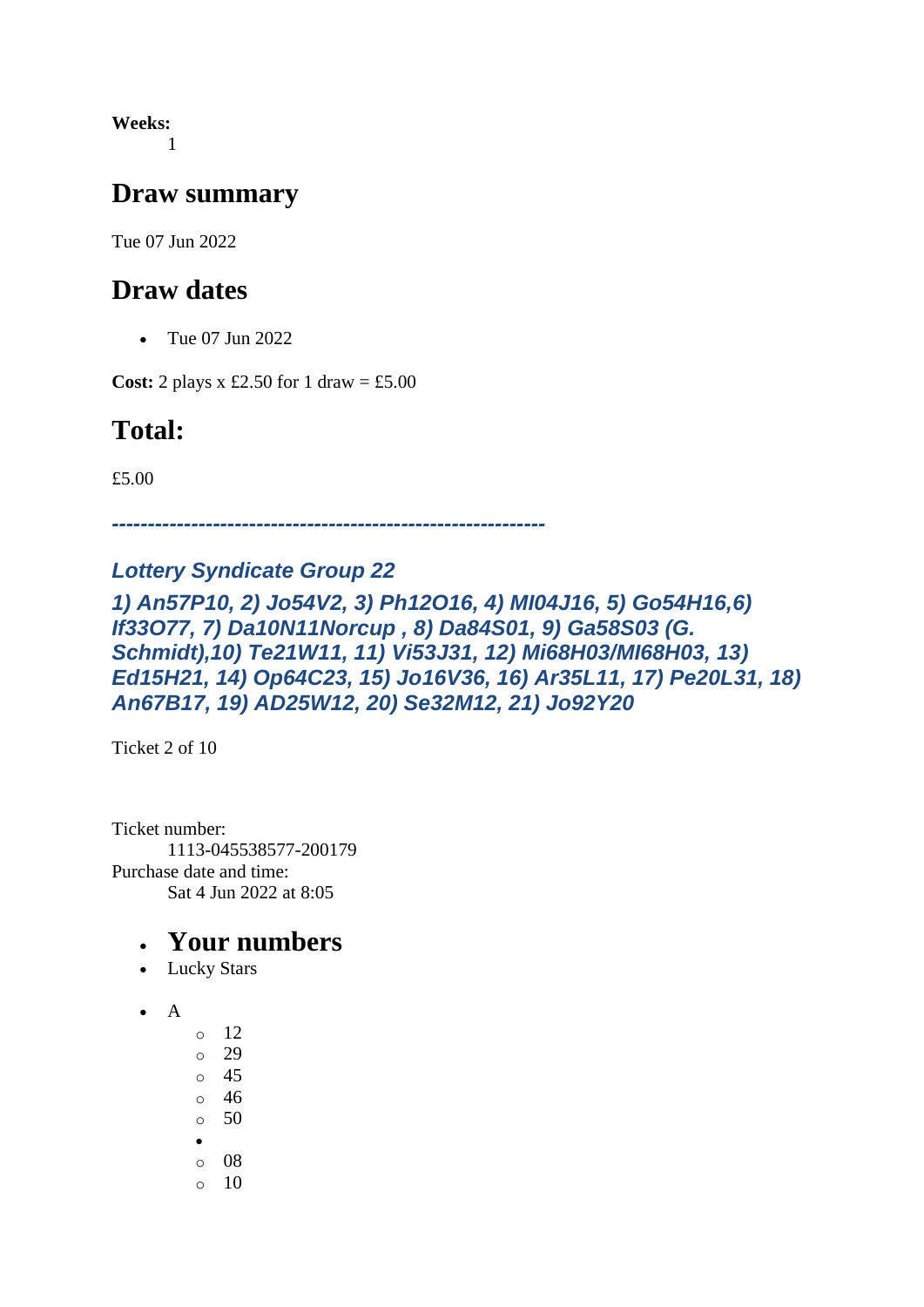**Weeks:**
1

## Draw summary

Tue 07 Jun 2022

## Draw dates

- Tue 07 Jun 2022

**Cost:** 2 plays x £2.50 for 1 draw = £5.00

## Total:

£5.00

***------------------------------------------------------------***

### *Lottery Syndicate Group 22*

### *1) An57P10, 2) Jo54V2, 3) Ph12O16, 4) MI04J16, 5) Go54H16,6) If33O77, 7) Da10N11Norcup , 8) Da84S01, 9) Ga58S03 (G. Schmidt),10) Te21W11, 11) Vi53J31, 12) Mi68H03/MI68H03, 13) Ed15H21, 14) Op64C23, 15) Jo16V36, 16) Ar35L11, 17) Pe20L31, 18) An67B17, 19) AD25W12, 20) Se32M12, 21) Jo92Y20*

Ticket 2 of 10

Ticket number:
1113-045538577-200179
Purchase date and time:
Sat 4 Jun 2022 at 8:05

- # Your numbers
- Lucky Stars

- A
  - 12
  - 29
  - 45
  - 46
  - 50
  - 
  - 08
  - 10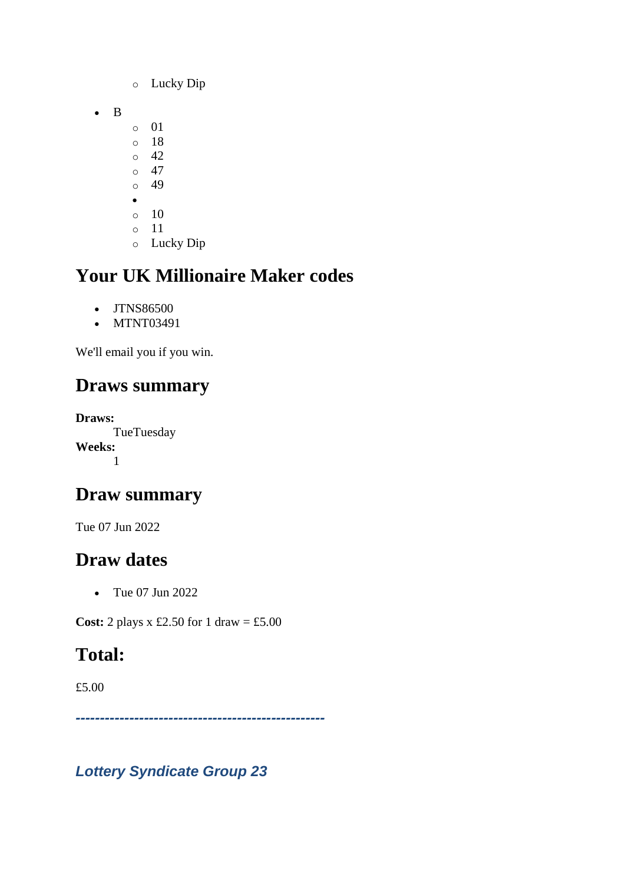- Lucky Dip

- B
    - 01
    - 18
    - 42
    - 47
    - 49
  - 
    - 10
    - 11
    - Lucky Dip

## Your UK Millionaire Maker codes

- JTNS86500
- MTNT03491

We'll email you if you win.

## Draws summary

**Draws:**
TueTuesday
**Weeks:**
1

## Draw summary

Tue 07 Jun 2022

## Draw dates

- Tue 07 Jun 2022

**Cost:** 2 plays x £2.50 for 1 draw = £5.00

## Total:

£5.00

***--------------------------------------------------***

***Lottery Syndicate Group 23***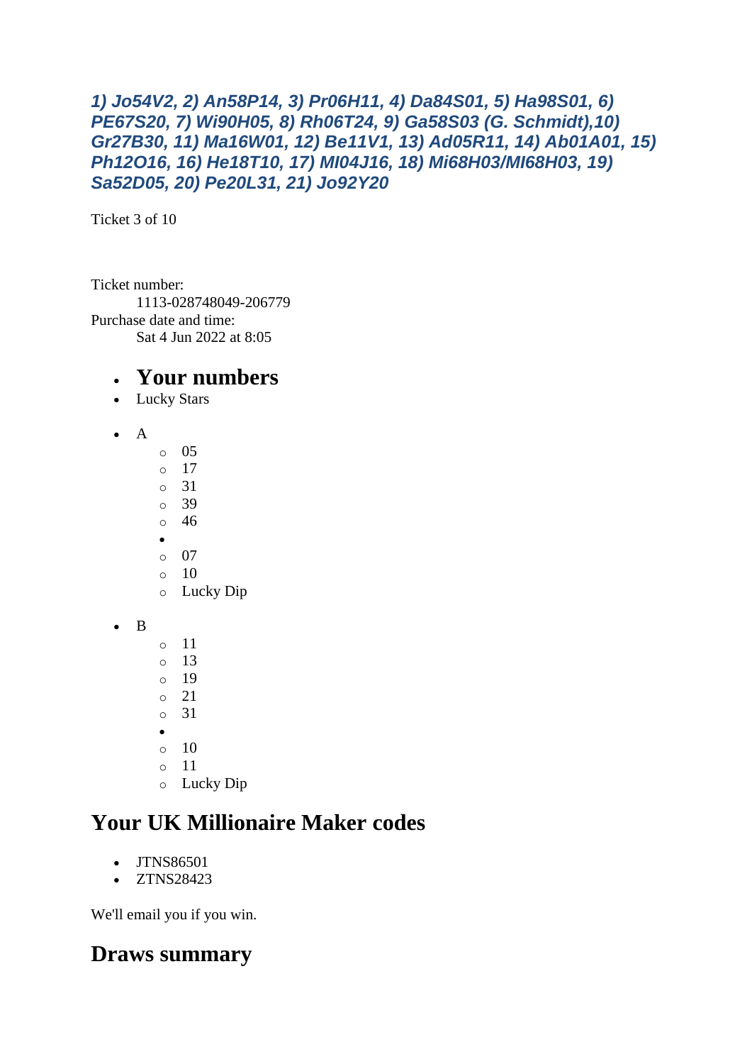***1) Jo54V2, 2) An58P14, 3) Pr06H11, 4) Da84S01, 5) Ha98S01, 6) PE67S20, 7) Wi90H05, 8) Rh06T24, 9) Ga58S03 (G. Schmidt),10) Gr27B30, 11) Ma16W01, 12) Be11V1, 13) Ad05R11, 14) Ab01A01, 15) Ph12O16, 16) He18T10, 17) MI04J16, 18) Mi68H03/MI68H03, 19) Sa52D05, 20) Pe20L31, 21) Jo92Y20***

Ticket 3 of 10

Ticket number:
    1113-028748049-206779
Purchase date and time:
    Sat 4 Jun 2022 at 8:05

- **Your numbers**
- Lucky Stars

- A
  - 05
  - 17
  - 31
  - 39
  - 46
- 
  - 07
  - 10
  - Lucky Dip

- B
  - 11
  - 13
  - 19
  - 21
  - 31
- 
  - 10
  - 11
  - Lucky Dip

## Your UK Millionaire Maker codes

- JTNS86501
- ZTNS28423

We'll email you if you win.

## Draws summary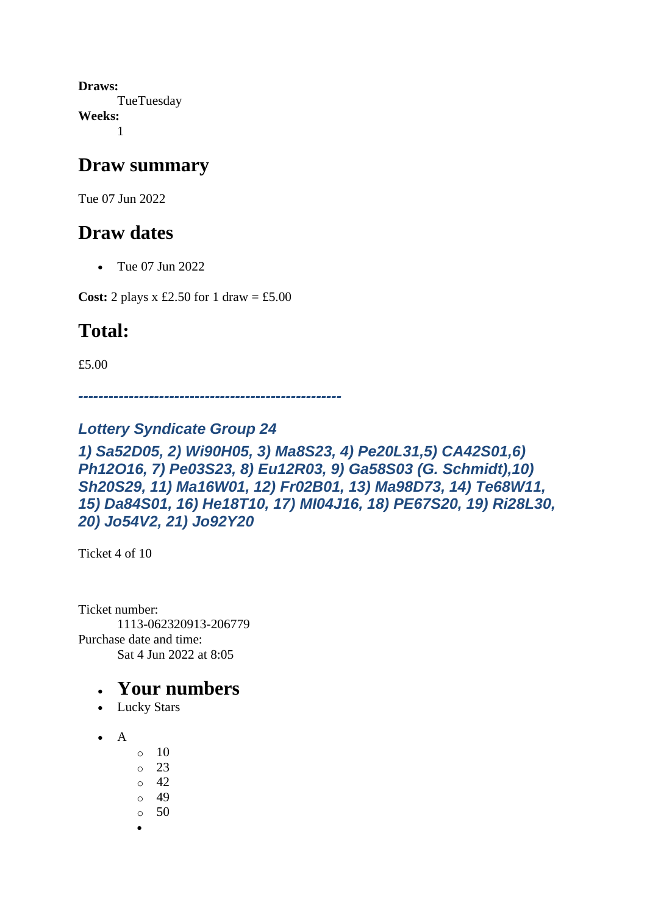**Draws:**
TueTuesday
**Weeks:**
1

## Draw summary

Tue 07 Jun 2022

## Draw dates

- Tue 07 Jun 2022

**Cost:** 2 plays x £2.50 for 1 draw = £5.00

## Total:

£5.00

***----------------------------------------------------***

***Lottery Syndicate Group 24***

***1) Sa52D05, 2) Wi90H05, 3) Ma8S23, 4) Pe20L31,5) CA42S01,6) Ph12O16, 7) Pe03S23, 8) Eu12R03, 9) Ga58S03 (G. Schmidt),10) Sh20S29, 11) Ma16W01, 12) Fr02B01, 13) Ma98D73, 14) Te68W11, 15) Da84S01, 16) He18T10, 17) MI04J16, 18) PE67S20, 19) Ri28L30, 20) Jo54V2, 21) Jo92Y20***

Ticket 4 of 10

Ticket number:
1113-062320913-206779
Purchase date and time:
Sat 4 Jun 2022 at 8:05

- **Your numbers**
- Lucky Stars

- A
  - 10
  - 23
  - 42
  - 49
  - 50
  -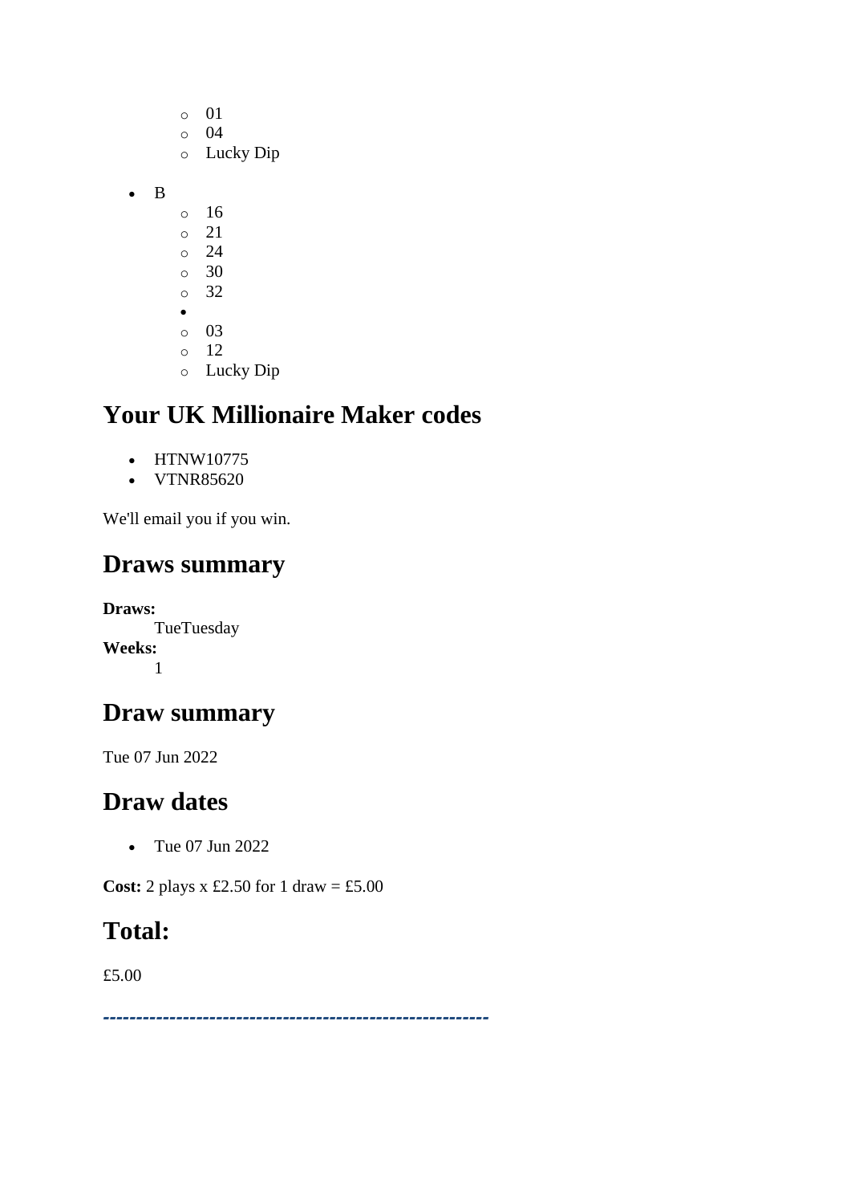- 01
    - 04
    - Lucky Dip

- B
    - 16
    - 21
    - 24
    - 30
    - 32
-
    - 03
    - 12
    - Lucky Dip

## Your UK Millionaire Maker codes

- HTNW10775
- VTNR85620

We'll email you if you win.

## Draws summary

**Draws:**
TueTuesday
**Weeks:**
1

## Draw summary

Tue 07 Jun 2022

## Draw dates

- Tue 07 Jun 2022

**Cost:** 2 plays x £2.50 for 1 draw = £5.00

## Total:

£5.00

---------------------------------------------------------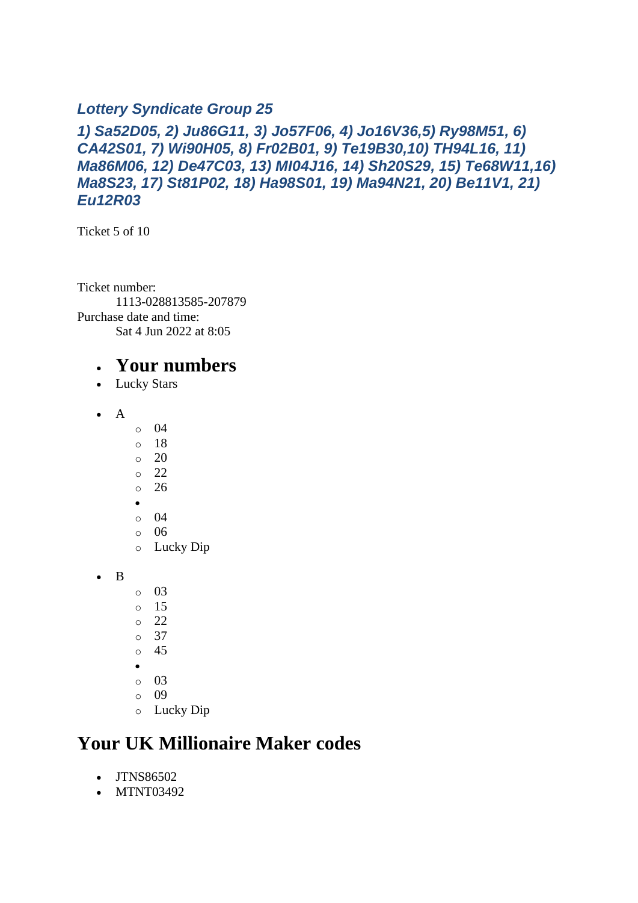### *Lottery Syndicate Group 25*

### *1) Sa52D05, 2) Ju86G11, 3) Jo57F06, 4) Jo16V36,5) Ry98M51, 6) CA42S01, 7) Wi90H05, 8) Fr02B01, 9) Te19B30,10) TH94L16, 11) Ma86M06, 12) De47C03, 13) Ml04J16, 14) Sh20S29, 15) Te68W11,16) Ma8S23, 17) St81P02, 18) Ha98S01, 19) Ma94N21, 20) Be11V1, 21) Eu12R03*

Ticket 5 of 10

Ticket number:
    1113-028813585-207879
Purchase date and time:
    Sat 4 Jun 2022 at 8:05

- **Your numbers**
- Lucky Stars

- A
    - 04
    - 18
    - 20
    - 22
    - 26
  - 
    - 04
    - 06
    - Lucky Dip

- B
    - 03
    - 15
    - 22
    - 37
    - 45
  - 
    - 03
    - 09
    - Lucky Dip

## Your UK Millionaire Maker codes

- JTNS86502
- MTNT03492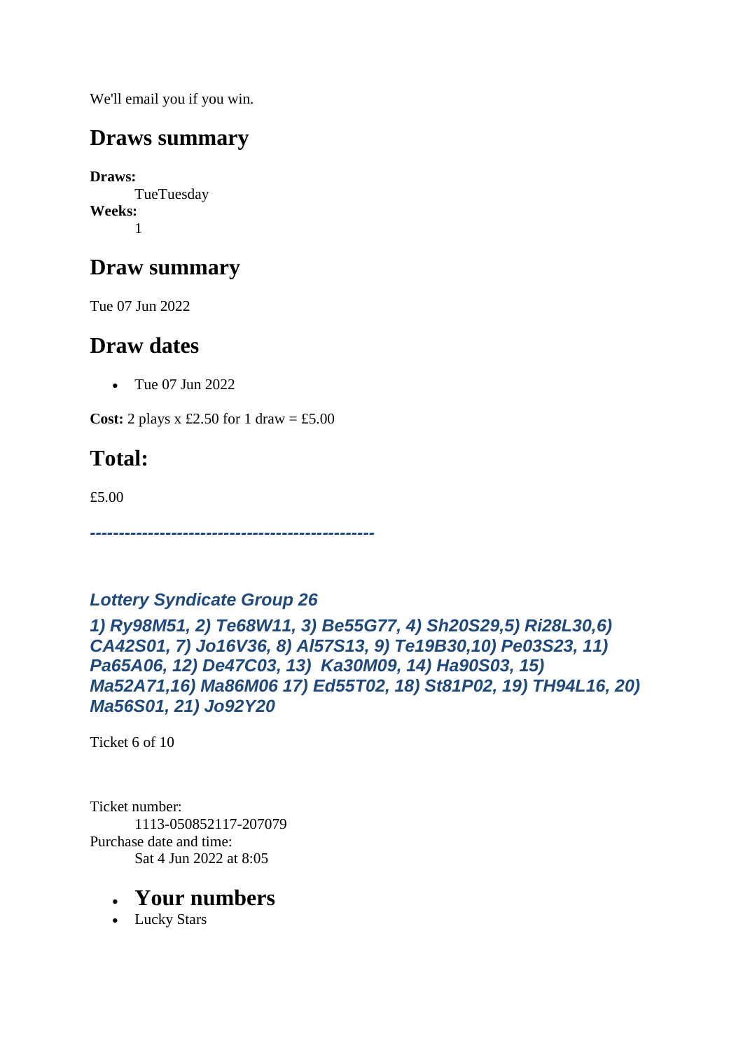We'll email you if you win.

## Draws summary

**Draws:**
TueTuesday
**Weeks:**
1

## Draw summary

Tue 07 Jun 2022

## Draw dates

- Tue 07 Jun 2022

**Cost:** 2 plays x £2.50 for 1 draw = £5.00

## Total:

£5.00

***-----------------------------------------------***

### *Lottery Syndicate Group 26*

### *1) Ry98M51, 2) Te68W11, 3) Be55G77, 4) Sh20S29,5) Ri28L30,6) CA42S01, 7) Jo16V36, 8) Al57S13, 9) Te19B30,10) Pe03S23, 11) Pa65A06, 12) De47C03, 13) Ka30M09, 14) Ha90S03, 15) Ma52A71,16) Ma86M06 17) Ed55T02, 18) St81P02, 19) TH94L16, 20) Ma56S01, 21) Jo92Y20*

Ticket 6 of 10

Ticket number:
1113-050852117-207079
Purchase date and time:
Sat 4 Jun 2022 at 8:05

- ## Your numbers
- Lucky Stars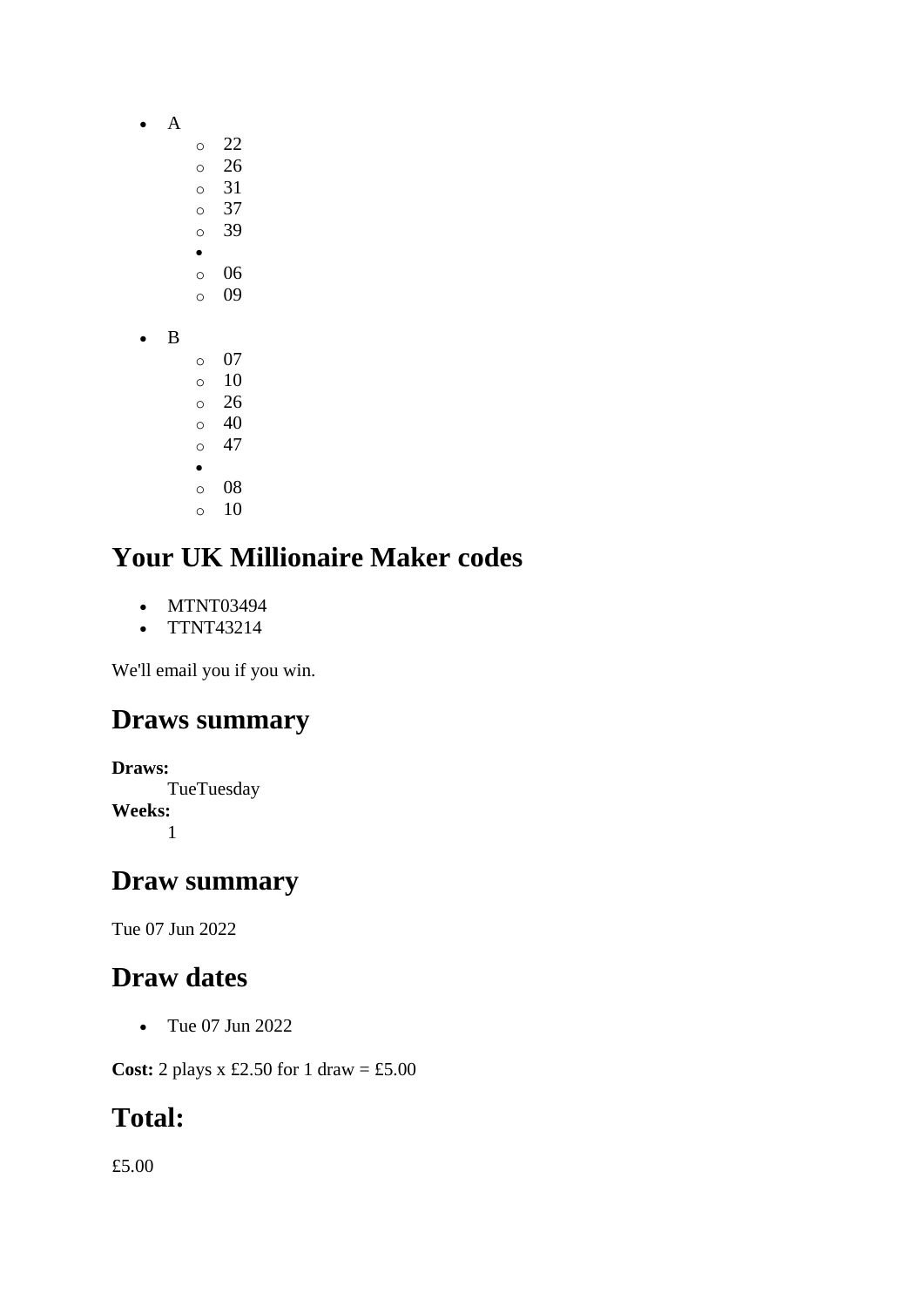- A
    - 22
    - 26
    - 31
    - 37
    - 39
  - 
    - 06
    - 09

- B
    - 07
    - 10
    - 26
    - 40
    - 47
  - 
    - 08
    - 10

## Your UK Millionaire Maker codes

- MTNT03494
- TTNT43214

We'll email you if you win.

## Draws summary

**Draws:**
TueTuesday
**Weeks:**
1

## Draw summary

Tue 07 Jun 2022

## Draw dates

- Tue 07 Jun 2022

**Cost:** 2 plays x £2.50 for 1 draw = £5.00

## Total:

£5.00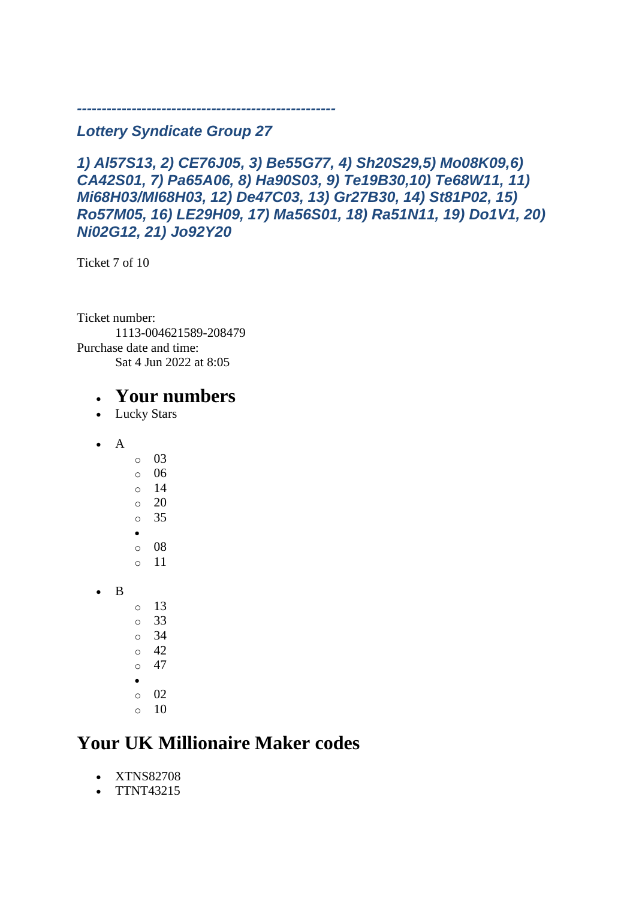---------------------------------------------------

*Lottery Syndicate Group 27*

*1) Al57S13, 2) CE76J05, 3) Be55G77, 4) Sh20S29,5) Mo08K09,6) CA42S01, 7) Pa65A06, 8) Ha90S03, 9) Te19B30,10) Te68W11, 11) Mi68H03/MI68H03, 12) De47C03, 13) Gr27B30, 14) St81P02, 15) Ro57M05, 16) LE29H09, 17) Ma56S01, 18) Ra51N11, 19) Do1V1, 20) Ni02G12, 21) Jo92Y20*

Ticket 7 of 10

Ticket number:
    1113-004621589-208479
Purchase date and time:
    Sat 4 Jun 2022 at 8:05

- ## Your numbers
- Lucky Stars

- A
    - 03
    - 06
    - 14
    - 20
    - 35
- 
    - 08
    - 11

- B
    - 13
    - 33
    - 34
    - 42
    - 47
- 
    - 02
    - 10

## Your UK Millionaire Maker codes

- XTNS82708
- TTNT43215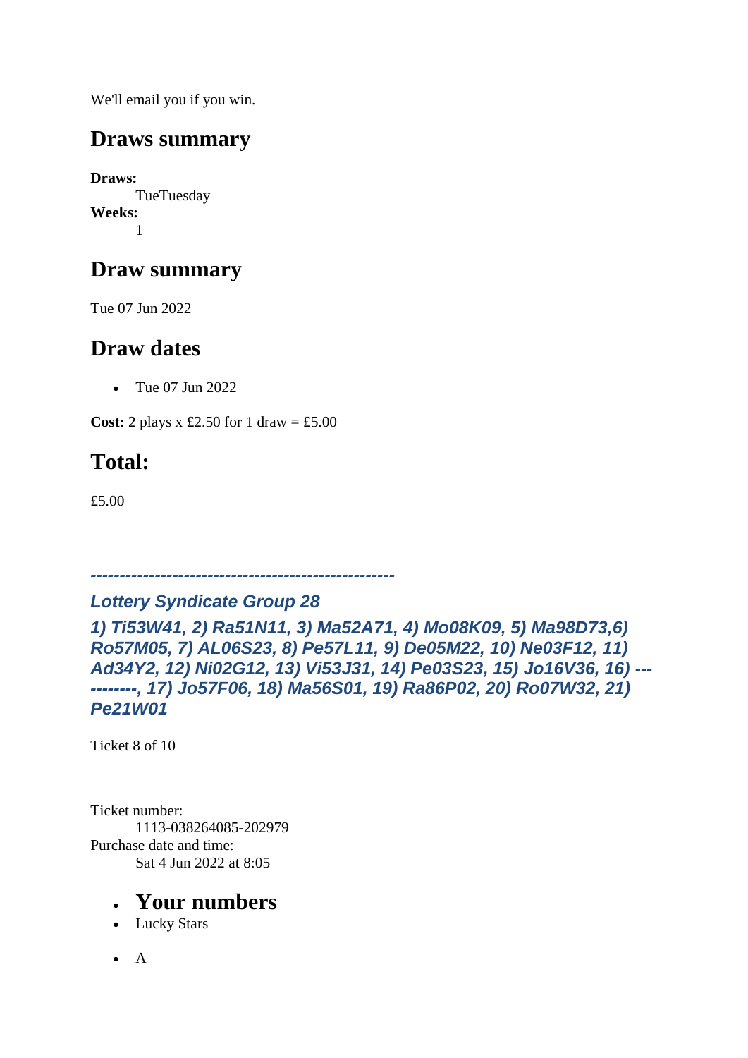We'll email you if you win.

## Draws summary

**Draws:**
TueTuesday
**Weeks:**
1

## Draw summary

Tue 07 Jun 2022

## Draw dates

- Tue 07 Jun 2022

**Cost:** 2 plays x £2.50 for 1 draw = £5.00

## Total:

£5.00

***----------------------------------------------------***

### *Lottery Syndicate Group 28*

### *1) Ti53W41, 2) Ra51N11, 3) Ma52A71, 4) Mo08K09, 5) Ma98D73,6) Ro57M05, 7) AL06S23, 8) Pe57L11, 9) De05M22, 10) Ne03F12, 11) Ad34Y2, 12) Ni02G12, 13) Vi53J31, 14) Pe03S23, 15) Jo16V36, 16) -----------, 17) Jo57F06, 18) Ma56S01, 19) Ra86P02, 20) Ro07W32, 21) Pe21W01*

Ticket 8 of 10

Ticket number:
1113-038264085-202979
Purchase date and time:
Sat 4 Jun 2022 at 8:05

- **Your numbers**
- Lucky Stars

- A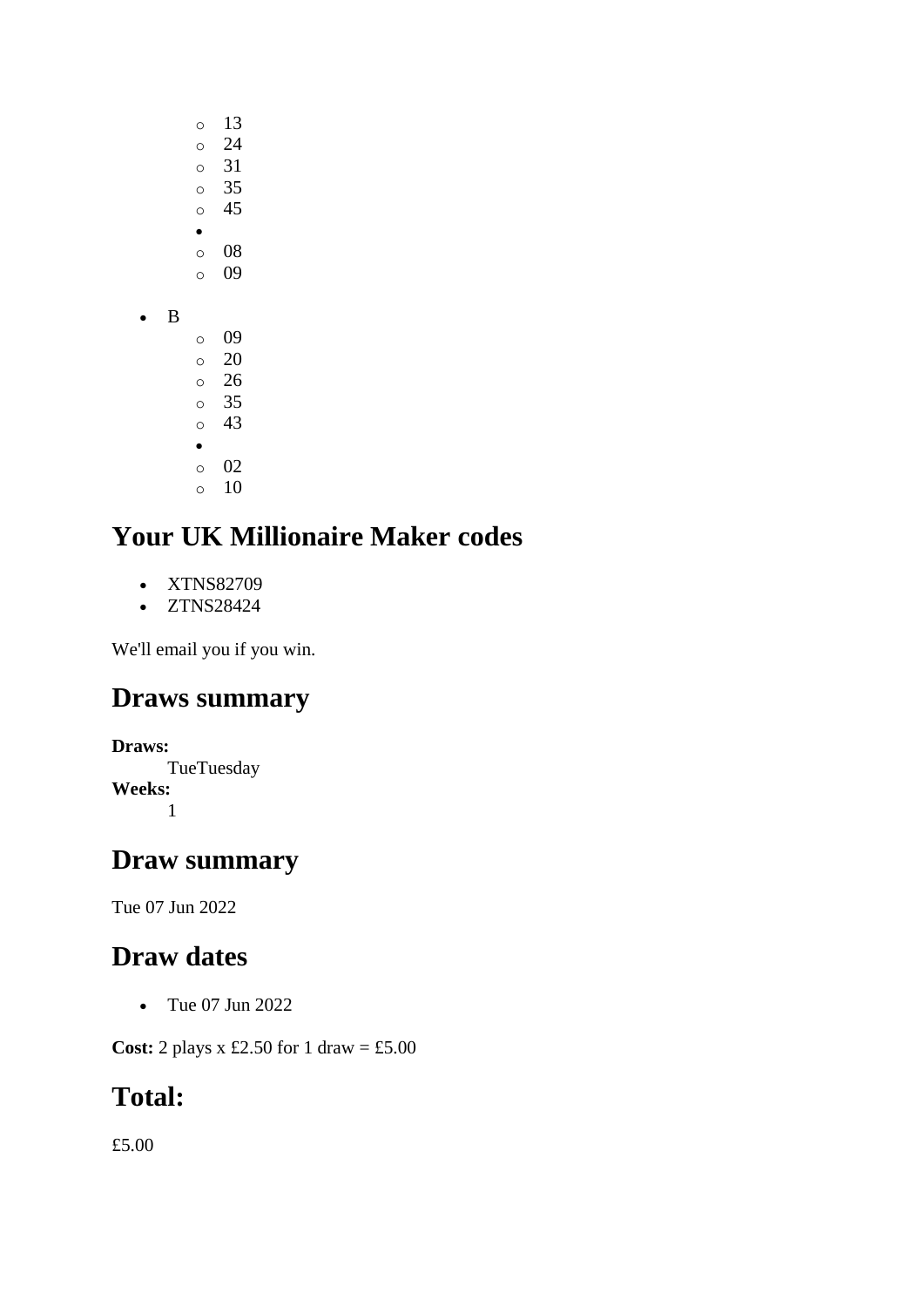- 13
    - 24
    - 31
    - 35
    - 45
  - 
    - 08
    - 09

- B
    - 09
    - 20
    - 26
    - 35
    - 43
  - 
    - 02
    - 10

## Your UK Millionaire Maker codes

- XTNS82709
- ZTNS28424

We'll email you if you win.

## Draws summary

**Draws:**
TueTuesday
**Weeks:**
1

## Draw summary

Tue 07 Jun 2022

## Draw dates

- Tue 07 Jun 2022

**Cost:** 2 plays x £2.50 for 1 draw = £5.00

## Total:

£5.00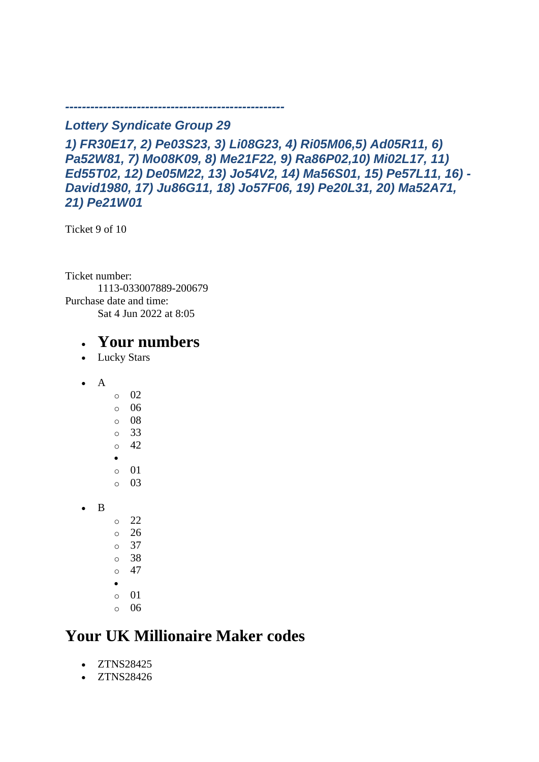*---------------------------------------------------*

***Lottery Syndicate Group 29***

***1) FR30E17, 2) Pe03S23, 3) Li08G23, 4) Ri05M06,5) Ad05R11, 6) Pa52W81, 7) Mo08K09, 8) Me21F22, 9) Ra86P02,10) Mi02L17, 11) Ed55T02, 12) De05M22, 13) Jo54V2, 14) Ma56S01, 15) Pe57L11, 16) -David1980, 17) Ju86G11, 18) Jo57F06, 19) Pe20L31, 20) Ma52A71, 21) Pe21W01***

Ticket 9 of 10

Ticket number:
    1113-033007889-200679
Purchase date and time:
    Sat 4 Jun 2022 at 8:05

- ## Your numbers
- Lucky Stars

- A
  - 02
  - 06
  - 08
  - 33
  - 42
- 
  - 01
  - 03

- B
  - 22
  - 26
  - 37
  - 38
  - 47
- 
  - 01
  - 06

## Your UK Millionaire Maker codes

- ZTNS28425
- ZTNS28426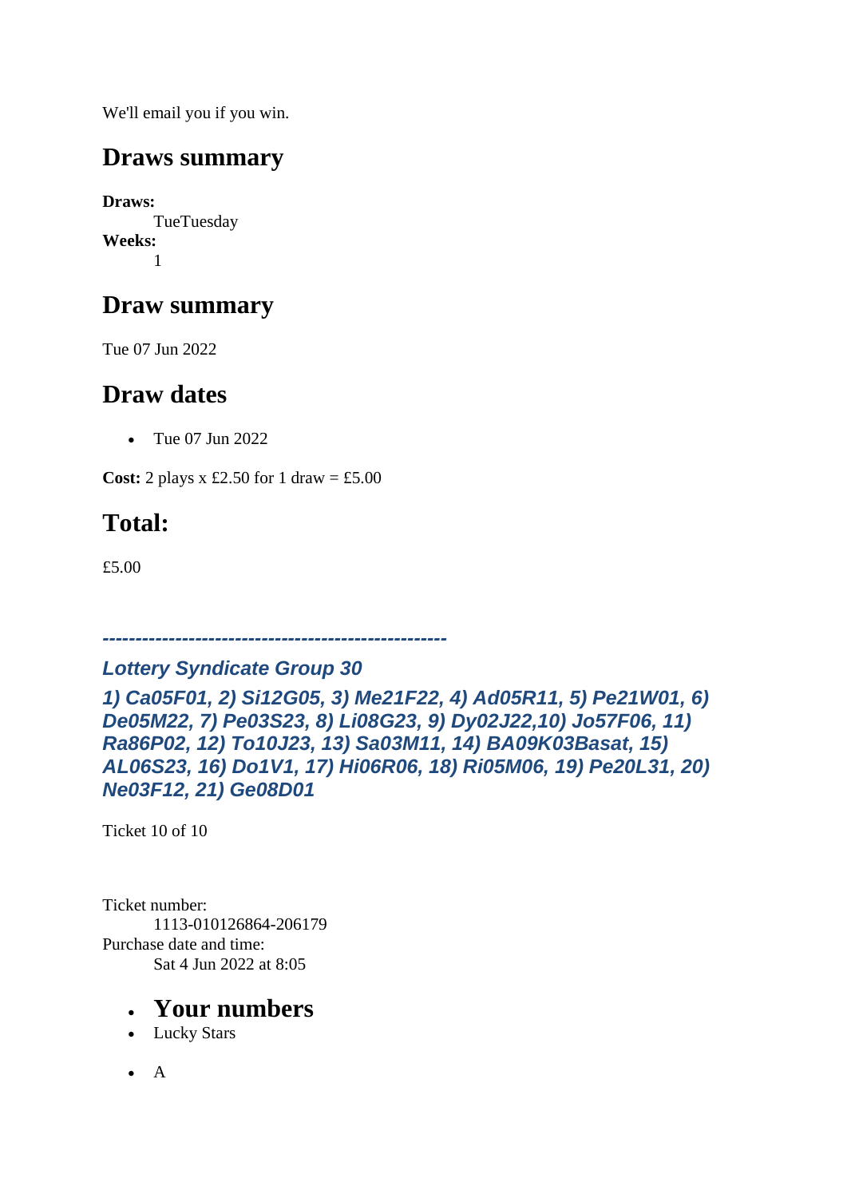We'll email you if you win.

## Draws summary

**Draws:**
: TueTuesday

**Weeks:**
: 1

## Draw summary

Tue 07 Jun 2022

## Draw dates

- Tue 07 Jun 2022

**Cost:** 2 plays x £2.50 for 1 draw = £5.00

## Total:

£5.00

*---------------------------------------------------*

### *Lottery Syndicate Group 30*

### *1) Ca05F01, 2) Si12G05, 3) Me21F22, 4) Ad05R11, 5) Pe21W01, 6) De05M22, 7) Pe03S23, 8) Li08G23, 9) Dy02J22,10) Jo57F06, 11) Ra86P02, 12) To10J23, 13) Sa03M11, 14) BA09K03Basat, 15) AL06S23, 16) Do1V1, 17) Hi06R06, 18) Ri05M06, 19) Pe20L31, 20) Ne03F12, 21) Ge08D01*

Ticket 10 of 10

Ticket number:
: 1113-010126864-206179

Purchase date and time:
: Sat 4 Jun 2022 at 8:05

- ## Your numbers
- Lucky Stars

- A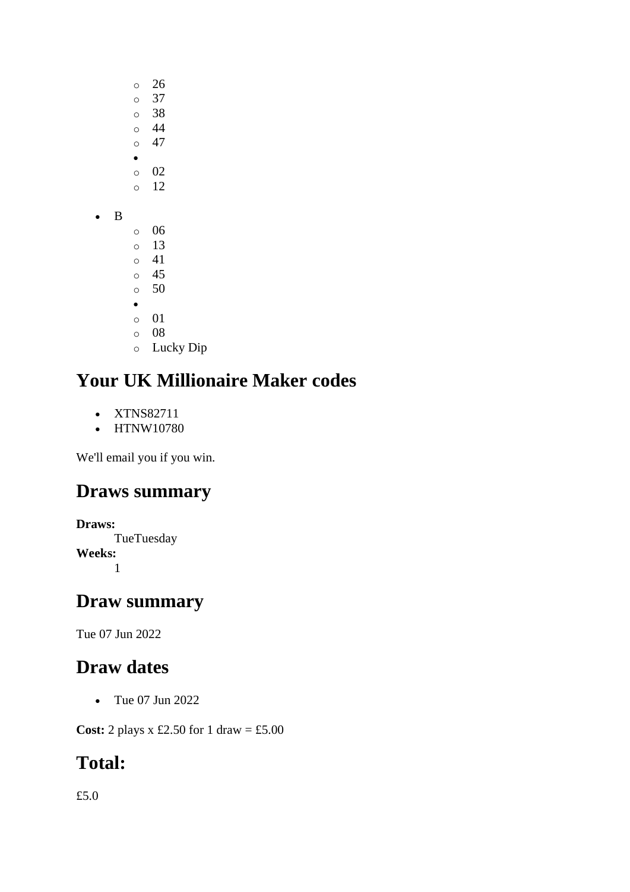- 26
    - 37
    - 38
    - 44
    - 47
  - 
    - 02
    - 12

- B
    - 06
    - 13
    - 41
    - 45
    - 50
  - 
    - 01
    - 08
    - Lucky Dip

## Your UK Millionaire Maker codes

- XTNS82711
- HTNW10780

We'll email you if you win.

## Draws summary

**Draws:**
TueTuesday
**Weeks:**
1

## Draw summary

Tue 07 Jun 2022

## Draw dates

- Tue 07 Jun 2022

**Cost:** 2 plays x £2.50 for 1 draw = £5.00

## Total:

£5.0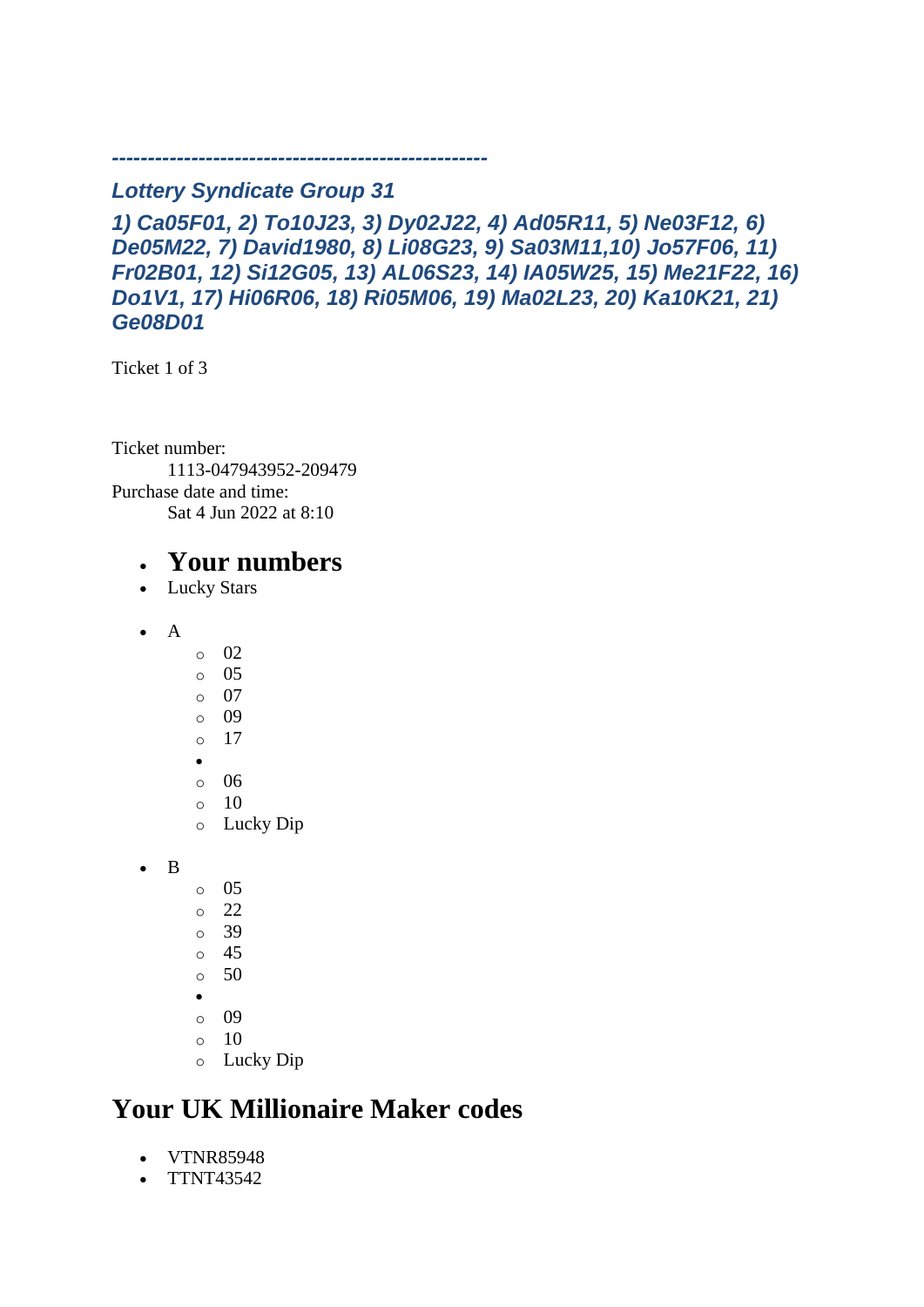*---------------------------------------------------*

### *Lottery Syndicate Group 31*

### *1) Ca05F01, 2) To10J23, 3) Dy02J22, 4) Ad05R11, 5) Ne03F12, 6) De05M22, 7) David1980, 8) Li08G23, 9) Sa03M11,10) Jo57F06, 11) Fr02B01, 12) Si12G05, 13) AL06S23, 14) IA05W25, 15) Me21F22, 16) Do1V1, 17) Hi06R06, 18) Ri05M06, 19) Ma02L23, 20) Ka10K21, 21) Ge08D01*

Ticket 1 of 3

Ticket number:
: 1113-047943952-209479

Purchase date and time:
: Sat 4 Jun 2022 at 8:10

- **Your numbers**
- Lucky Stars

- A
  - 02
  - 05
  - 07
  - 09
  - 17
  - 
  - 06
  - 10
  - Lucky Dip

- B
  - 05
  - 22
  - 39
  - 45
  - 50
  - 
  - 09
  - 10
  - Lucky Dip

## Your UK Millionaire Maker codes

- VTNR85948
- TTNT43542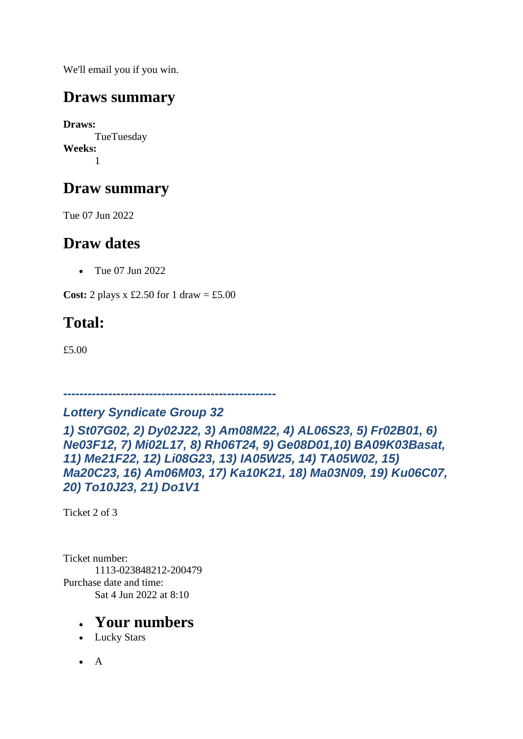We'll email you if you win.

## Draws summary

**Draws:**
  TueTuesday
**Weeks:**
  1

## Draw summary

Tue 07 Jun 2022

## Draw dates

- Tue 07 Jun 2022

**Cost:** 2 plays x £2.50 for 1 draw = £5.00

## Total:

£5.00

*---------------------------------------------------*

### *Lottery Syndicate Group 32*

### *1) St07G02, 2) Dy02J22, 3) Am08M22, 4) AL06S23, 5) Fr02B01, 6) Ne03F12, 7) Mi02L17, 8) Rh06T24, 9) Ge08D01,10) BA09K03Basat, 11) Me21F22, 12) Li08G23, 13) IA05W25, 14) TA05W02, 15) Ma20C23, 16) Am06M03, 17) Ka10K21, 18) Ma03N09, 19) Ku06C07, 20) To10J23, 21) Do1V1*

Ticket 2 of 3

Ticket number:
  1113-023848212-200479
Purchase date and time:
  Sat 4 Jun 2022 at 8:10

- ## Your numbers
- Lucky Stars

- A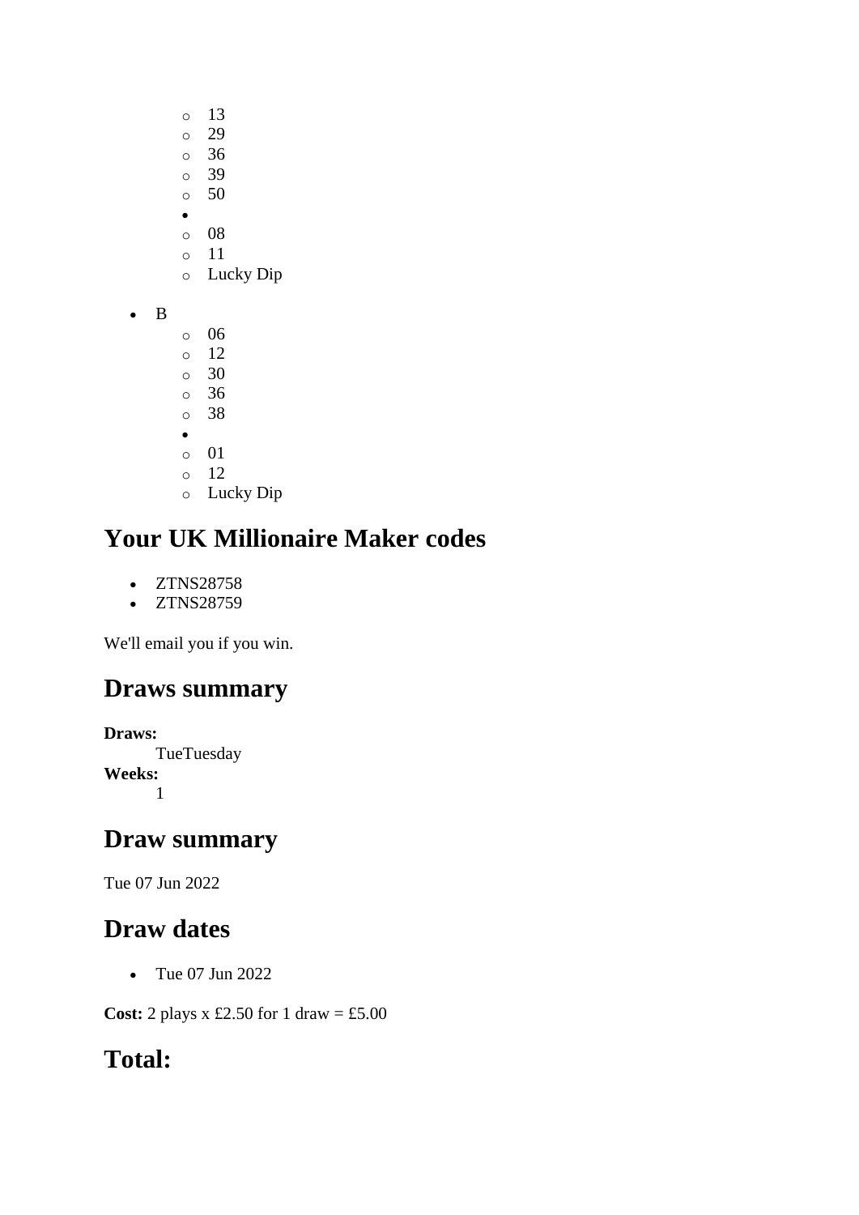- 13
    - 29
    - 36
    - 39
    - 50
  - 
    - 08
    - 11
    - Lucky Dip

- B
    - 06
    - 12
    - 30
    - 36
    - 38
  - 
    - 01
    - 12
    - Lucky Dip

## Your UK Millionaire Maker codes

- ZTNS28758
- ZTNS28759

We'll email you if you win.

## Draws summary

**Draws:**
TueTuesday
**Weeks:**
1

## Draw summary

Tue 07 Jun 2022

## Draw dates

- Tue 07 Jun 2022

**Cost:** 2 plays x £2.50 for 1 draw = £5.00

## Total: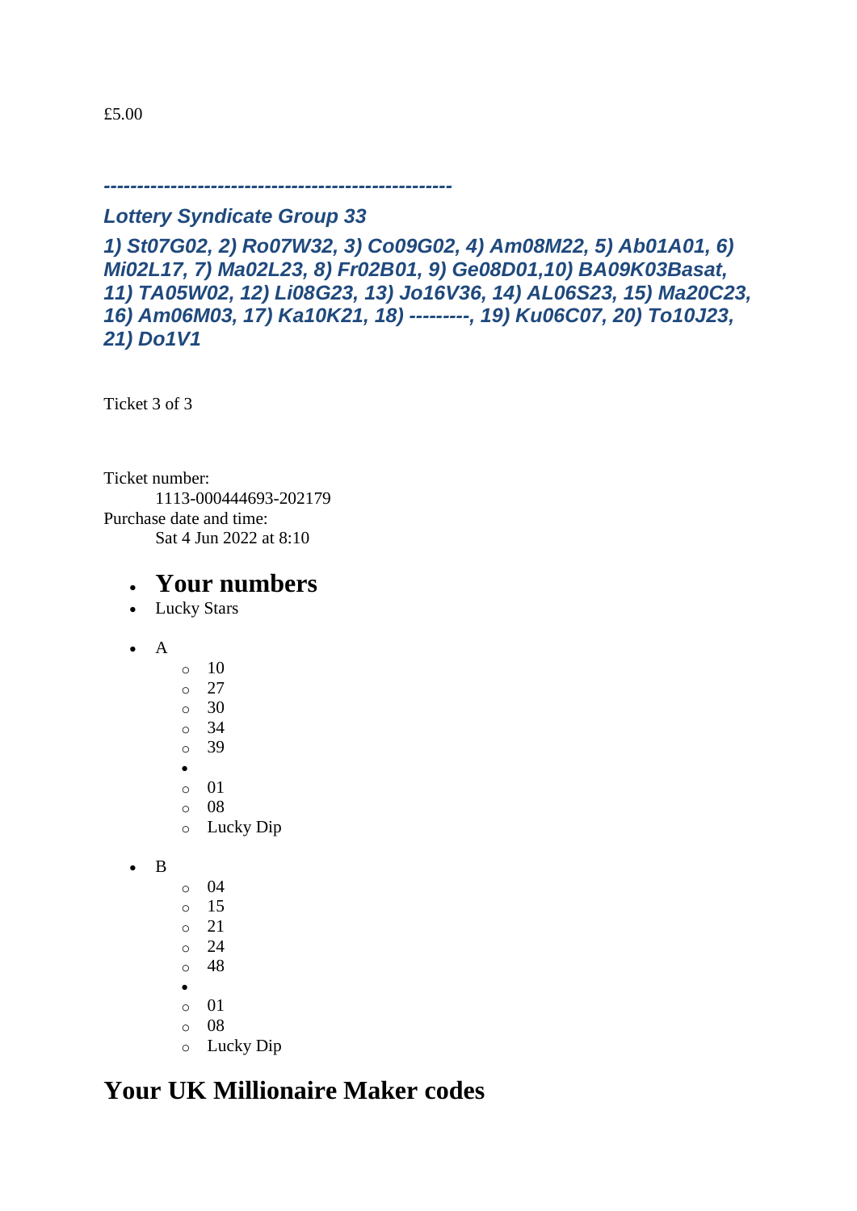£5.00

***---------------------------------------------------***

***Lottery Syndicate Group 33***

***1) St07G02, 2) Ro07W32, 3) Co09G02, 4) Am08M22, 5) Ab01A01, 6) Mi02L17, 7) Ma02L23, 8) Fr02B01, 9) Ge08D01,10) BA09K03Basat, 11) TA05W02, 12) Li08G23, 13) Jo16V36, 14) AL06S23, 15) Ma20C23, 16) Am06M03, 17) Ka10K21, 18) ---------, 19) Ku06C07, 20) To10J23, 21) Do1V1***

Ticket 3 of 3

Ticket number:
    1113-000444693-202179
Purchase date and time:
    Sat 4 Jun 2022 at 8:10

- **Your numbers**
- Lucky Stars

- A
  - 10
  - 27
  - 30
  - 34
  - 39
- 
  - 01
  - 08
  - Lucky Dip

- B
  - 04
  - 15
  - 21
  - 24
  - 48
- 
  - 01
  - 08
  - Lucky Dip

## Your UK Millionaire Maker codes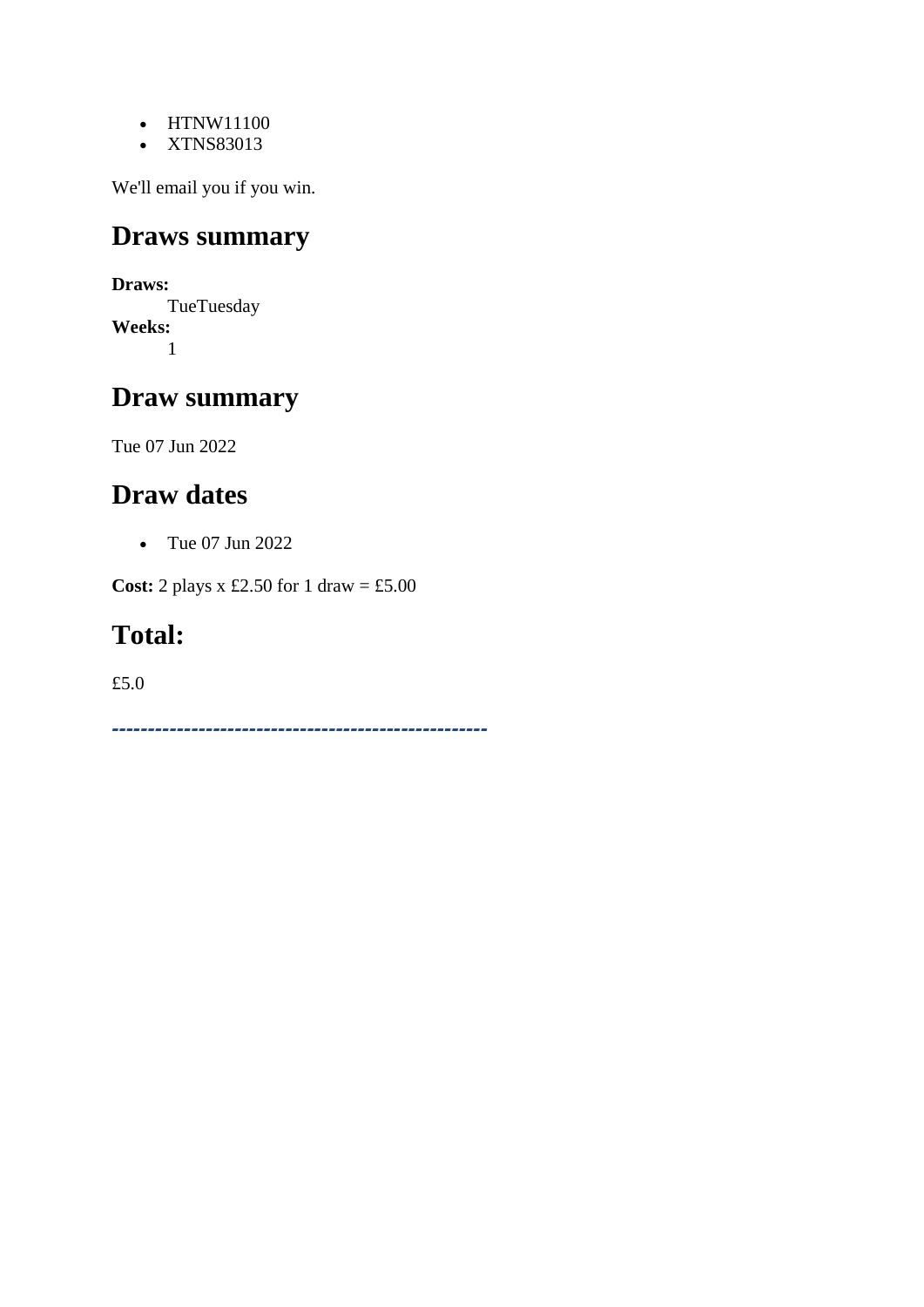- HTNW11100
- XTNS83013

We'll email you if you win.

## Draws summary

**Draws:**
TueTuesday
**Weeks:**
1

## Draw summary

Tue 07 Jun 2022

## Draw dates

- Tue 07 Jun 2022

**Cost:** 2 plays x £2.50 for 1 draw = £5.00

## Total:

£5.0

***---------------------------------------------------***